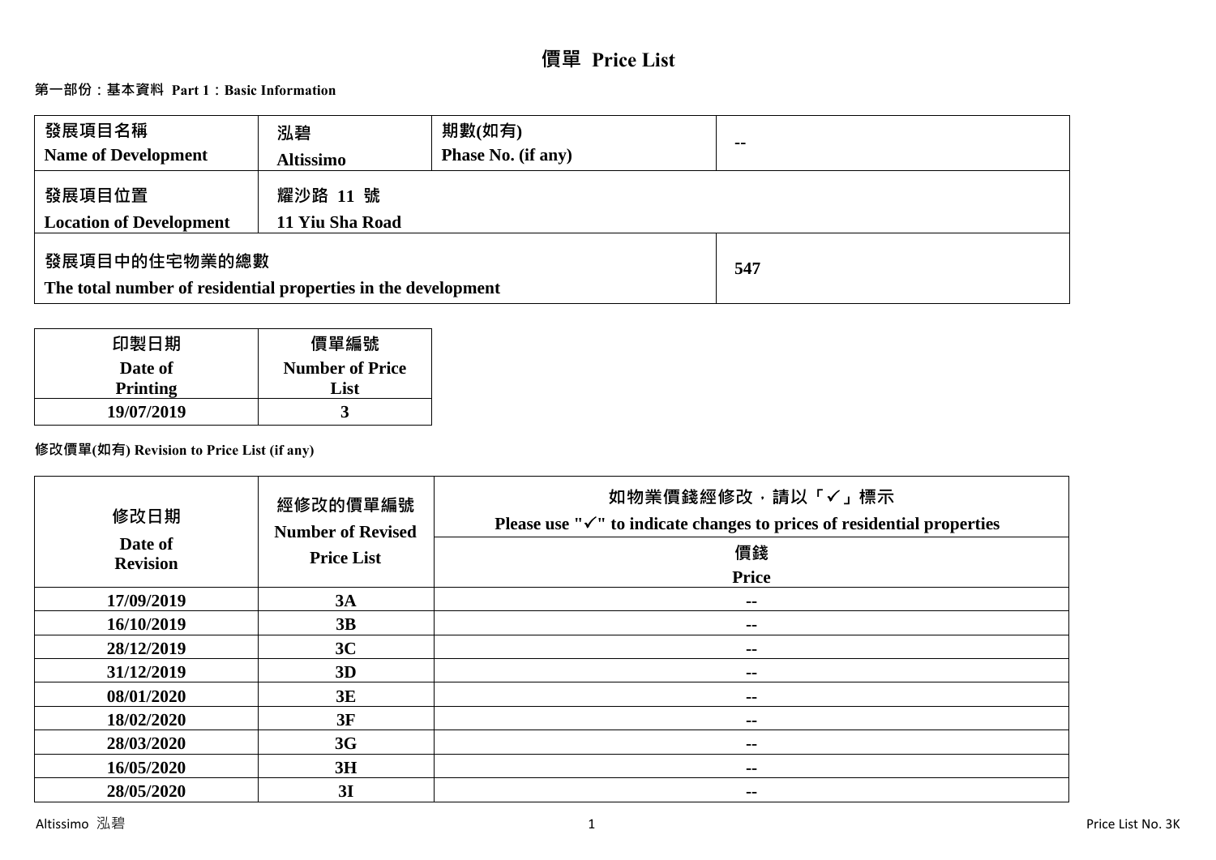# 價單 Price List

## 第一部份：基本資料 Part 1：Basic Information

| 發展項目名稱 Name of Development | 泓碧 Altissimo | 期數(如有) Phase No. (if any) | -- |
|---|---|---|---|
| 發展項目位置 Location of Development | 耀沙路 11 號 11 Yiu Sha Road | | |
| 發展項目中的住宅物業的總數 The total number of residential properties in the development | | | 547 |

| 印製日期 Date of Printing | 價單編號 Number of Price List |
|---|---|
| 19/07/2019 | 3 |

**修改價單(如有) Revision to Price List (if any)**

| 修改日期 Date of Revision | 經修改的價單編號 Number of Revised Price List | 如物業價錢經修改，請以「✓」標示 Please use "✓" to indicate changes to prices of residential properties |
|---|---|---|
| | | 價錢 Price |
| 17/09/2019 | 3A | -- |
| 16/10/2019 | 3B | -- |
| 28/12/2019 | 3C | -- |
| 31/12/2019 | 3D | -- |
| 08/01/2020 | 3E | -- |
| 18/02/2020 | 3F | -- |
| 28/03/2020 | 3G | -- |
| 16/05/2020 | 3H | -- |
| 28/05/2020 | 3I | -- |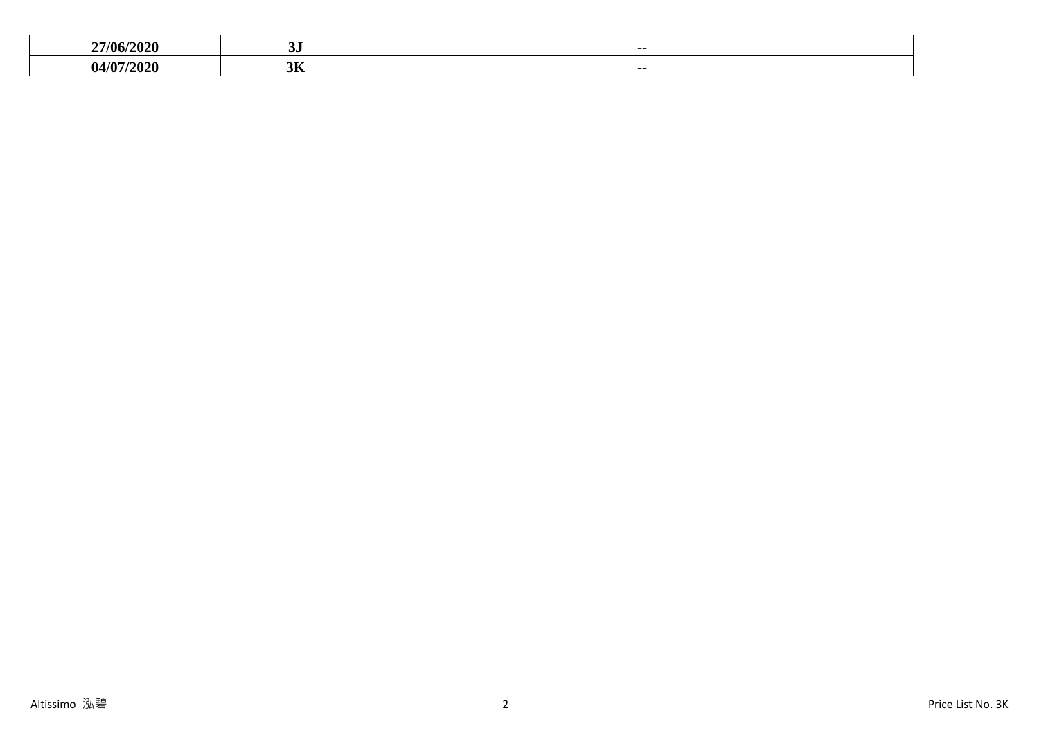| 27/06/2020 | 3J | -- |
|---|---|---|
| 04/07/2020 | 3K | -- |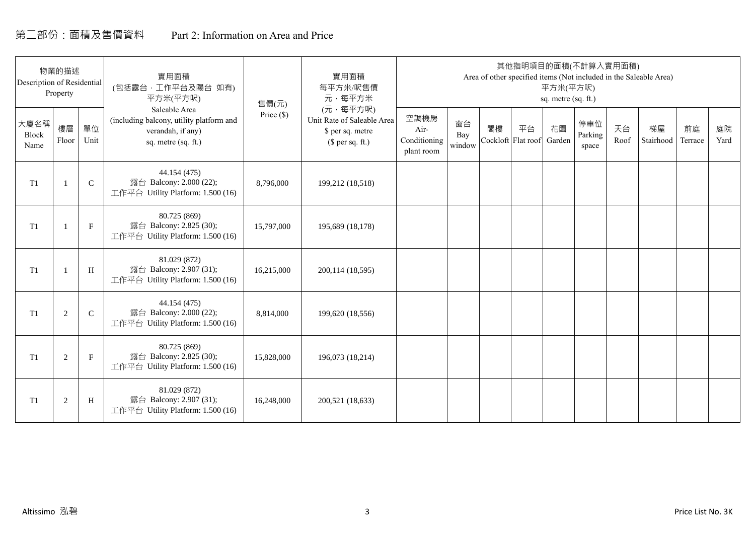# 第二部份：面積及售價資料　　Part 2: Information on Area and Price

| 物業的描述 Description of Residential Property | | | 實用面積 (包括露台．工作平台及陽台 如有) 平方米(平方呎) Saleable Area (including balcony, utility platform and verandah, if any) sq. metre (sq. ft.) | 售價(元) Price ($) | 實用面積 每平方米/呎售價 元，每平方米 (元，每平方呎) Unit Rate of Saleable Area $ per sq. metre ($ per sq. ft.) | 其他指明項目的面積(不計算入實用面積) Area of other specified items (Not included in the Saleable Area) 平方米(平方呎) sq. metre (sq. ft.) | | | | | | | | | |
|---|---|---|---|---|---|---|---|---|---|---|---|---|---|---|---|
| 大廈名稱 Block Name | 樓層 Floor | 單位 Unit | | | | 空調機房 Air-Conditioning plant room | 窗台 Bay window | 閣樓 Cockloft | 平台 Flat roof | 花園 Garden | 停車位 Parking space | 天台 Roof | 梯屋 Stairhood | 前庭 Terrace | 庭院 Yard |
| T1 | 1 | C | 44.154 (475) 露台 Balcony: 2.000 (22); 工作平台 Utility Platform: 1.500 (16) | 8,796,000 | 199,212 (18,518) | | | | | | | | | | |
| T1 | 1 | F | 80.725 (869) 露台 Balcony: 2.825 (30); 工作平台 Utility Platform: 1.500 (16) | 15,797,000 | 195,689 (18,178) | | | | | | | | | | |
| T1 | 1 | H | 81.029 (872) 露台 Balcony: 2.907 (31); 工作平台 Utility Platform: 1.500 (16) | 16,215,000 | 200,114 (18,595) | | | | | | | | | | |
| T1 | 2 | C | 44.154 (475) 露台 Balcony: 2.000 (22); 工作平台 Utility Platform: 1.500 (16) | 8,814,000 | 199,620 (18,556) | | | | | | | | | | |
| T1 | 2 | F | 80.725 (869) 露台 Balcony: 2.825 (30); 工作平台 Utility Platform: 1.500 (16) | 15,828,000 | 196,073 (18,214) | | | | | | | | | | |
| T1 | 2 | H | 81.029 (872) 露台 Balcony: 2.907 (31); 工作平台 Utility Platform: 1.500 (16) | 16,248,000 | 200,521 (18,633) | | | | | | | | | | |

Altissimo 泓碧　　Price List No. 3K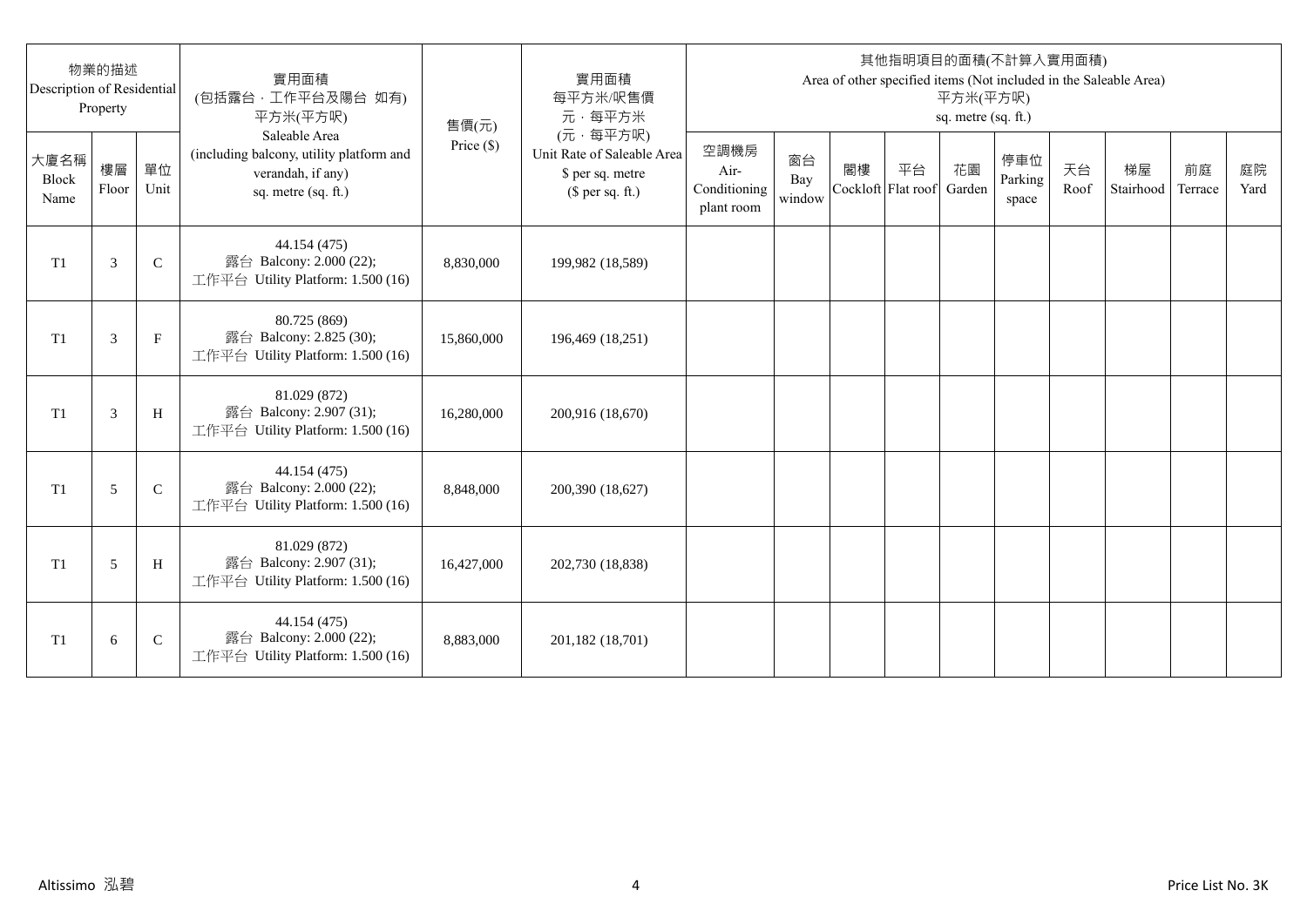| 物業的描述 Description of Residential Property | | | 實用面積 (包括露台，工作平台及陽台 如有) 平方米(平方呎) Saleable Area (including balcony, utility platform and verandah, if any) sq. metre (sq. ft.) | 售價(元) Price ($) | 實用面積 每平方米/呎售價 元，每平方米 (元，每平方呎) Unit Rate of Saleable Area $ per sq. metre ($ per sq. ft.) | 其他指明項目的面積(不計算入實用面積) Area of other specified items (Not included in the Saleable Area) 平方米(平方呎) sq. metre (sq. ft.) | | | | | | | | | |
|---|---|---|---|---|---|---|---|---|---|---|---|---|---|---|---|
| 大廈名稱 Block Name | 樓層 Floor | 單位 Unit | | | | 空調機房 Air-Conditioning plant room | 窗台 Bay window | 閣樓 Cockloft | 平台 Flat roof | 花園 Garden | 停車位 Parking space | 天台 Roof | 梯屋 Stairhood | 前庭 Terrace | 庭院 Yard |
| T1 | 3 | C | 44.154 (475) 露台 Balcony: 2.000 (22); 工作平台 Utility Platform: 1.500 (16) | 8,830,000 | 199,982 (18,589) | | | | | | | | | | |
| T1 | 3 | F | 80.725 (869) 露台 Balcony: 2.825 (30); 工作平台 Utility Platform: 1.500 (16) | 15,860,000 | 196,469 (18,251) | | | | | | | | | | |
| T1 | 3 | H | 81.029 (872) 露台 Balcony: 2.907 (31); 工作平台 Utility Platform: 1.500 (16) | 16,280,000 | 200,916 (18,670) | | | | | | | | | | |
| T1 | 5 | C | 44.154 (475) 露台 Balcony: 2.000 (22); 工作平台 Utility Platform: 1.500 (16) | 8,848,000 | 200,390 (18,627) | | | | | | | | | | |
| T1 | 5 | H | 81.029 (872) 露台 Balcony: 2.907 (31); 工作平台 Utility Platform: 1.500 (16) | 16,427,000 | 202,730 (18,838) | | | | | | | | | | |
| T1 | 6 | C | 44.154 (475) 露台 Balcony: 2.000 (22); 工作平台 Utility Platform: 1.500 (16) | 8,883,000 | 201,182 (18,701) | | | | | | | | | | |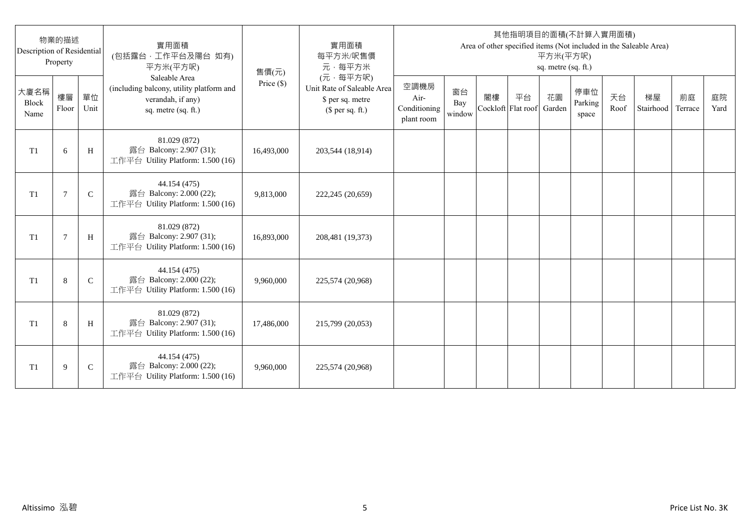| 物業的描述 Description of Residential Property | | | 實用面積 (包括露台，工作平台及陽台 如有) 平方米(平方呎) Saleable Area (including balcony, utility platform and verandah, if any) sq. metre (sq. ft.) | 售價(元) Price ($) | 實用面積 每平方米/呎售價 元，每平方米 (元，每平方呎) Unit Rate of Saleable Area $ per sq. metre ($ per sq. ft.) | 其他指明項目的面積(不計算入實用面積) Area of other specified items (Not included in the Saleable Area) 平方米(平方呎) sq. metre (sq. ft.) | | | | | | | | | |
|---|---|---|---|---|---|---|---|---|---|---|---|---|---|---|---|
| 大廈名稱 Block Name | 樓層 Floor | 單位 Unit | | | | 空調機房 Air-Conditioning plant room | 窗台 Bay window | 閣樓 Cockloft | 平台 Flat roof | 花園 Garden | 停車位 Parking space | 天台 Roof | 梯屋 Stairhood | 前庭 Terrace | 庭院 Yard |
| T1 | 6 | H | 81.029 (872) 露台 Balcony: 2.907 (31); 工作平台 Utility Platform: 1.500 (16) | 16,493,000 | 203,544 (18,914) | | | | | | | | | | |
| T1 | 7 | C | 44.154 (475) 露台 Balcony: 2.000 (22); 工作平台 Utility Platform: 1.500 (16) | 9,813,000 | 222,245 (20,659) | | | | | | | | | | |
| T1 | 7 | H | 81.029 (872) 露台 Balcony: 2.907 (31); 工作平台 Utility Platform: 1.500 (16) | 16,893,000 | 208,481 (19,373) | | | | | | | | | | |
| T1 | 8 | C | 44.154 (475) 露台 Balcony: 2.000 (22); 工作平台 Utility Platform: 1.500 (16) | 9,960,000 | 225,574 (20,968) | | | | | | | | | | |
| T1 | 8 | H | 81.029 (872) 露台 Balcony: 2.907 (31); 工作平台 Utility Platform: 1.500 (16) | 17,486,000 | 215,799 (20,053) | | | | | | | | | | |
| T1 | 9 | C | 44.154 (475) 露台 Balcony: 2.000 (22); 工作平台 Utility Platform: 1.500 (16) | 9,960,000 | 225,574 (20,968) | | | | | | | | | | |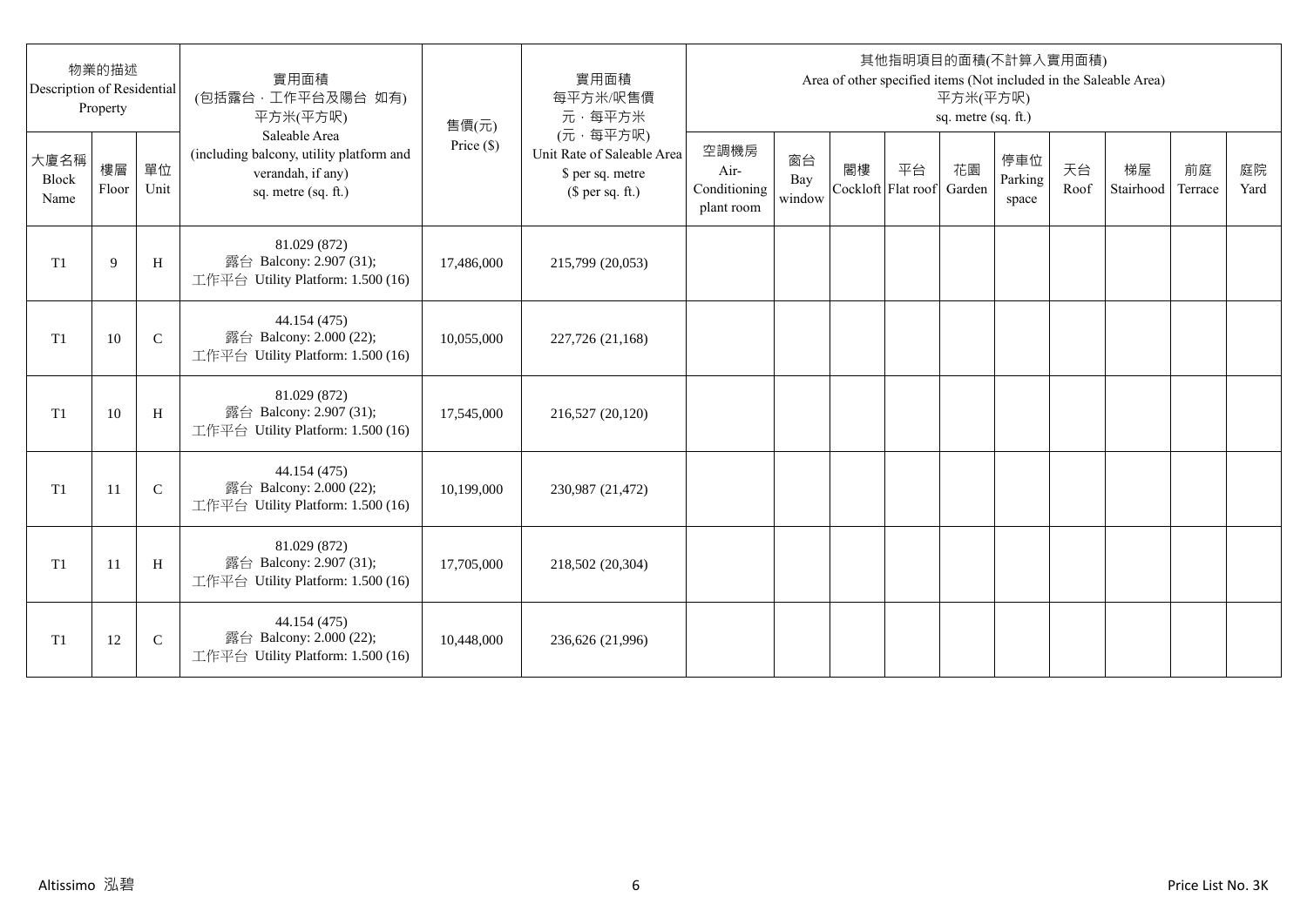| 物業的描述 Description of Residential Property | | | 實用面積 (包括露台，工作平台及陽台 如有) 平方米(平方呎) Saleable Area (including balcony, utility platform and verandah, if any) sq. metre (sq. ft.) | 售價(元) Price ($) | 實用面積 每平方米/呎售價 元，每平方米 (元，每平方呎) Unit Rate of Saleable Area $ per sq. metre ($ per sq. ft.) | 其他指明項目的面積(不計算入實用面積) Area of other specified items (Not included in the Saleable Area) 平方米(平方呎) sq. metre (sq. ft.) | | | | | | | | | |
|---|---|---|---|---|---|---|---|---|---|---|---|---|---|---|---|
| 大廈名稱 Block Name | 樓層 Floor | 單位 Unit | | | | 空調機房 Air-Conditioning plant room | 窗台 Bay window | 閣樓 Cockloft | 平台 Flat roof | 花園 Garden | 停車位 Parking space | 天台 Roof | 梯屋 Stairhood | 前庭 Terrace | 庭院 Yard |
| T1 | 9 | H | 81.029 (872) 露台 Balcony: 2.907 (31); 工作平台 Utility Platform: 1.500 (16) | 17,486,000 | 215,799 (20,053) | | | | | | | | | | |
| T1 | 10 | C | 44.154 (475) 露台 Balcony: 2.000 (22); 工作平台 Utility Platform: 1.500 (16) | 10,055,000 | 227,726 (21,168) | | | | | | | | | | |
| T1 | 10 | H | 81.029 (872) 露台 Balcony: 2.907 (31); 工作平台 Utility Platform: 1.500 (16) | 17,545,000 | 216,527 (20,120) | | | | | | | | | | |
| T1 | 11 | C | 44.154 (475) 露台 Balcony: 2.000 (22); 工作平台 Utility Platform: 1.500 (16) | 10,199,000 | 230,987 (21,472) | | | | | | | | | | |
| T1 | 11 | H | 81.029 (872) 露台 Balcony: 2.907 (31); 工作平台 Utility Platform: 1.500 (16) | 17,705,000 | 218,502 (20,304) | | | | | | | | | | |
| T1 | 12 | C | 44.154 (475) 露台 Balcony: 2.000 (22); 工作平台 Utility Platform: 1.500 (16) | 10,448,000 | 236,626 (21,996) | | | | | | | | | | |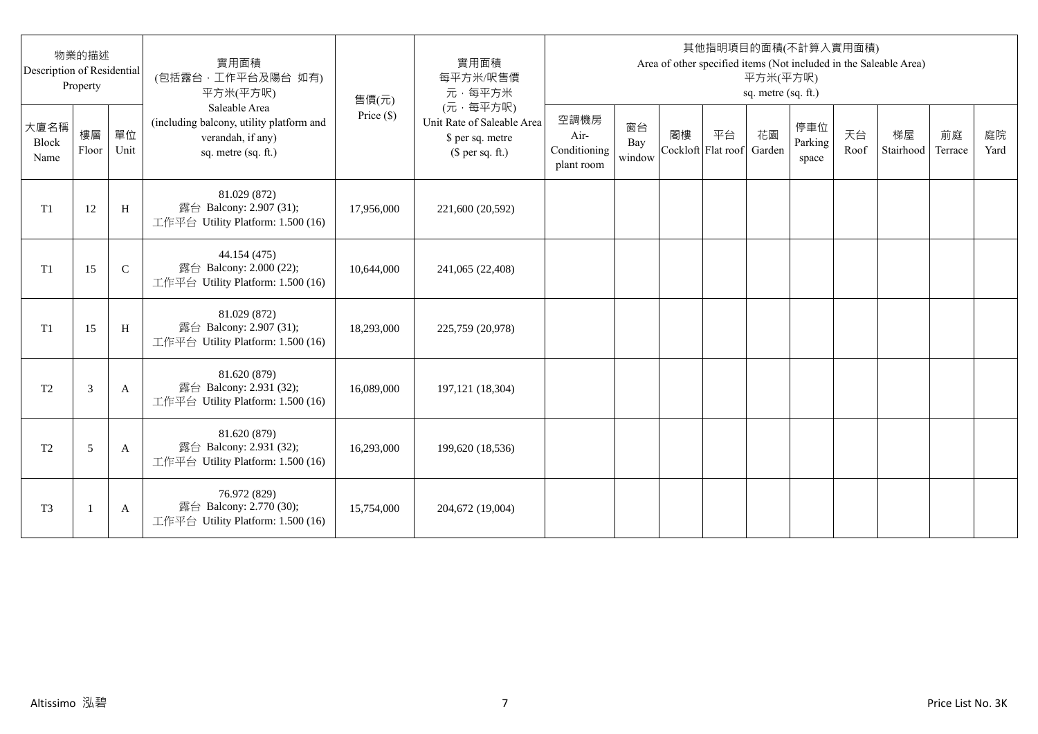| 物業的描述 Description of Residential Property | | | 實用面積 (包括露台，工作平台及陽台 如有) 平方米(平方呎) Saleable Area (including balcony, utility platform and verandah, if any) sq. metre (sq. ft.) | 售價(元) Price ($) | 實用面積 每平方米/呎售價 元，每平方米 (元，每平方呎) Unit Rate of Saleable Area $ per sq. metre ($ per sq. ft.) | 其他指明項目的面積(不計算入實用面積) Area of other specified items (Not included in the Saleable Area) 平方米(平方呎) sq. metre (sq. ft.) | | | | | | | | | |
|---|---|---|---|---|---|---|---|---|---|---|---|---|---|---|---|
| 大廈名稱 Block Name | 樓層 Floor | 單位 Unit | | | | 空調機房 Air-Conditioning plant room | 窗台 Bay window | 閣樓 Cockloft | 平台 Flat roof | 花園 Garden | 停車位 Parking space | 天台 Roof | 梯屋 Stairhood | 前庭 Terrace | 庭院 Yard |
| T1 | 12 | H | 81.029 (872) 露台 Balcony: 2.907 (31); 工作平台 Utility Platform: 1.500 (16) | 17,956,000 | 221,600 (20,592) | | | | | | | | | | |
| T1 | 15 | C | 44.154 (475) 露台 Balcony: 2.000 (22); 工作平台 Utility Platform: 1.500 (16) | 10,644,000 | 241,065 (22,408) | | | | | | | | | | |
| T1 | 15 | H | 81.029 (872) 露台 Balcony: 2.907 (31); 工作平台 Utility Platform: 1.500 (16) | 18,293,000 | 225,759 (20,978) | | | | | | | | | | |
| T2 | 3 | A | 81.620 (879) 露台 Balcony: 2.931 (32); 工作平台 Utility Platform: 1.500 (16) | 16,089,000 | 197,121 (18,304) | | | | | | | | | | |
| T2 | 5 | A | 81.620 (879) 露台 Balcony: 2.931 (32); 工作平台 Utility Platform: 1.500 (16) | 16,293,000 | 199,620 (18,536) | | | | | | | | | | |
| T3 | 1 | A | 76.972 (829) 露台 Balcony: 2.770 (30); 工作平台 Utility Platform: 1.500 (16) | 15,754,000 | 204,672 (19,004) | | | | | | | | | | |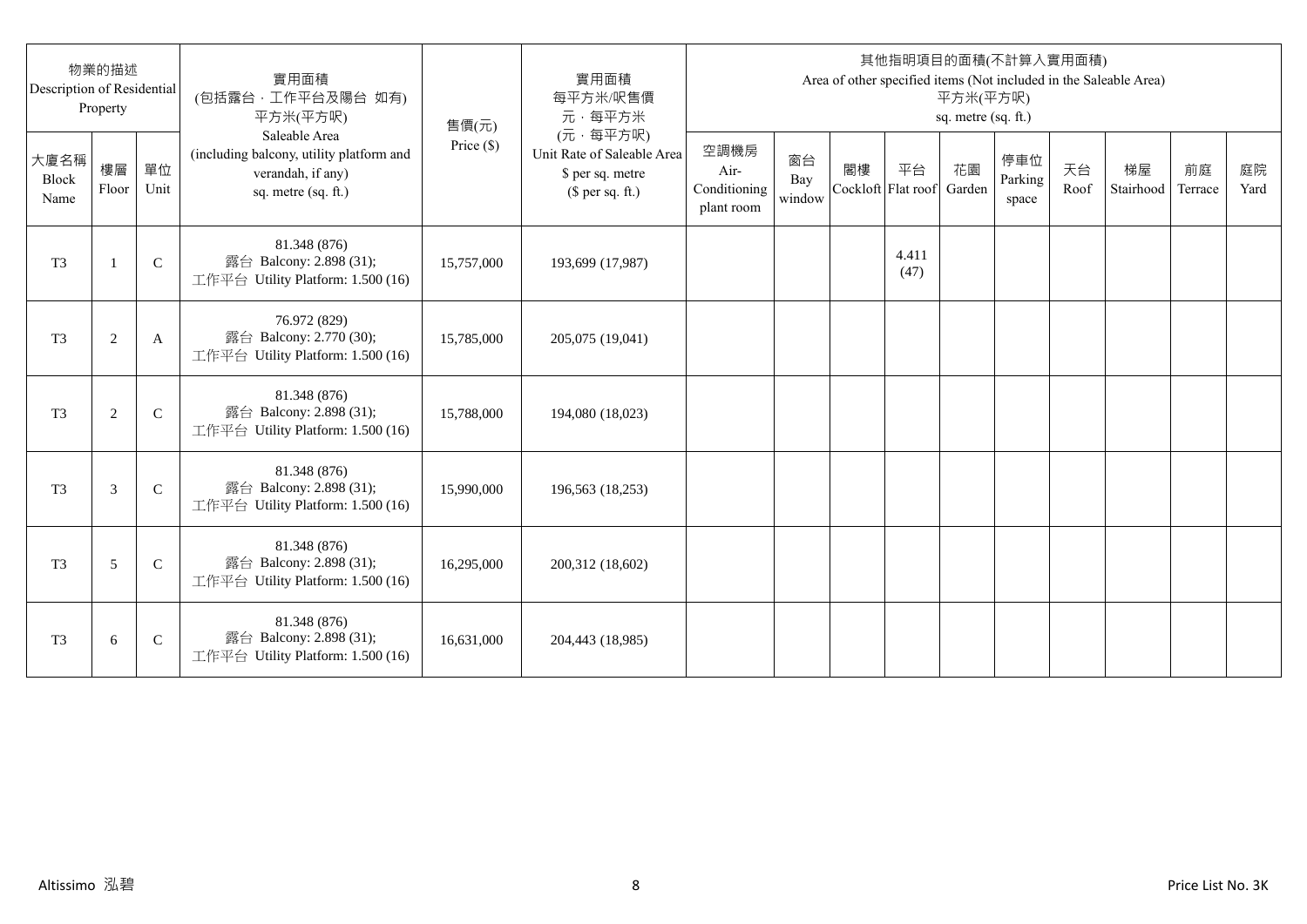| 物業的描述 Description of Residential Property | | | 實用面積 (包括露台，工作平台及陽台 如有) 平方米(平方呎) Saleable Area (including balcony, utility platform and verandah, if any) sq. metre (sq. ft.) | 售價(元) Price ($) | 實用面積 每平方米/呎售價 元，每平方米 (元，每平方呎) Unit Rate of Saleable Area $ per sq. metre ($ per sq. ft.) | 其他指明項目的面積(不計算入實用面積) Area of other specified items (Not included in the Saleable Area) 平方米(平方呎) sq. metre (sq. ft.) | | | | | | | | | |
|---|---|---|---|---|---|---|---|---|---|---|---|---|---|---|---|
| 大廈名稱 Block Name | 樓層 Floor | 單位 Unit | | | | 空調機房 Air-Conditioning plant room | 窗台 Bay window | 閣樓 Cockloft | 平台 Flat roof | 花園 Garden | 停車位 Parking space | 天台 Roof | 梯屋 Stairhood | 前庭 Terrace | 庭院 Yard |
| T3 | 1 | C | 81.348 (876) 露台 Balcony: 2.898 (31); 工作平台 Utility Platform: 1.500 (16) | 15,757,000 | 193,699 (17,987) | | | | 4.411 (47) | | | | | | |
| T3 | 2 | A | 76.972 (829) 露台 Balcony: 2.770 (30); 工作平台 Utility Platform: 1.500 (16) | 15,785,000 | 205,075 (19,041) | | | | | | | | | | |
| T3 | 2 | C | 81.348 (876) 露台 Balcony: 2.898 (31); 工作平台 Utility Platform: 1.500 (16) | 15,788,000 | 194,080 (18,023) | | | | | | | | | | |
| T3 | 3 | C | 81.348 (876) 露台 Balcony: 2.898 (31); 工作平台 Utility Platform: 1.500 (16) | 15,990,000 | 196,563 (18,253) | | | | | | | | | | |
| T3 | 5 | C | 81.348 (876) 露台 Balcony: 2.898 (31); 工作平台 Utility Platform: 1.500 (16) | 16,295,000 | 200,312 (18,602) | | | | | | | | | | |
| T3 | 6 | C | 81.348 (876) 露台 Balcony: 2.898 (31); 工作平台 Utility Platform: 1.500 (16) | 16,631,000 | 204,443 (18,985) | | | | | | | | | | |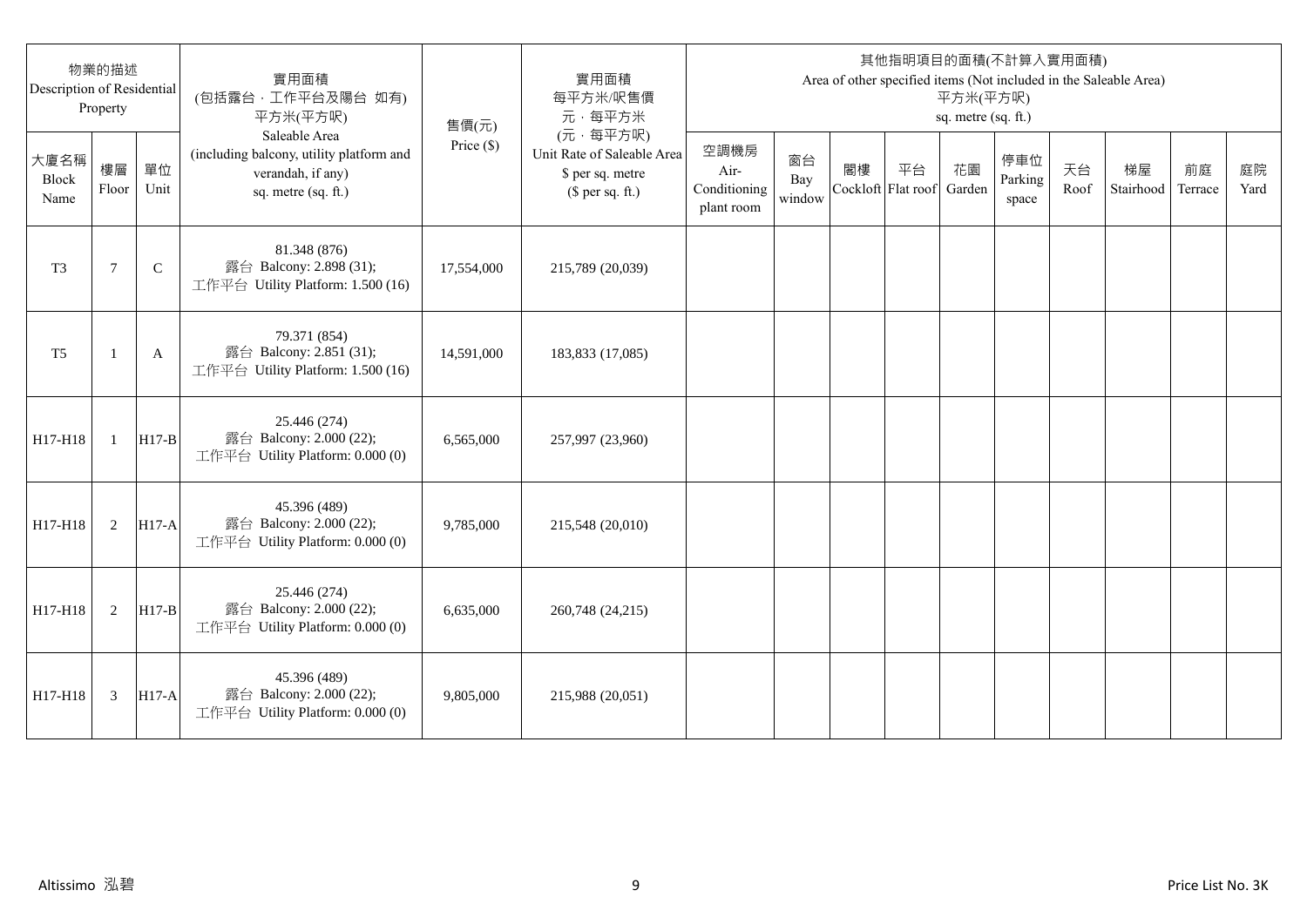| 物業的描述 Description of Residential Property | | | 實用面積 (包括露台，工作平台及陽台 如有) 平方米(平方呎) Saleable Area (including balcony, utility platform and verandah, if any) sq. metre (sq. ft.) | 售價(元) Price ($) | 實用面積 每平方米/呎售價 元，每平方米 (元，每平方呎) Unit Rate of Saleable Area $ per sq. metre ($ per sq. ft.) | 其他指明項目的面積(不計算入實用面積) Area of other specified items (Not included in the Saleable Area) 平方米(平方呎) sq. metre (sq. ft.) | | | | | | | | | |
|---|---|---|---|---|---|---|---|---|---|---|---|---|---|---|---|
| 大廈名稱 Block Name | 樓層 Floor | 單位 Unit | | | | 空調機房 Air-Conditioning plant room | 窗台 Bay window | 閣樓 Cockloft | 平台 Flat roof | 花園 Garden | 停車位 Parking space | 天台 Roof | 梯屋 Stairhood | 前庭 Terrace | 庭院 Yard |
| T3 | 7 | C | 81.348 (876) 露台 Balcony: 2.898 (31); 工作平台 Utility Platform: 1.500 (16) | 17,554,000 | 215,789 (20,039) | | | | | | | | | | |
| T5 | 1 | A | 79.371 (854) 露台 Balcony: 2.851 (31); 工作平台 Utility Platform: 1.500 (16) | 14,591,000 | 183,833 (17,085) | | | | | | | | | | |
| H17-H18 | 1 | H17-B | 25.446 (274) 露台 Balcony: 2.000 (22); 工作平台 Utility Platform: 0.000 (0) | 6,565,000 | 257,997 (23,960) | | | | | | | | | | |
| H17-H18 | 2 | H17-A | 45.396 (489) 露台 Balcony: 2.000 (22); 工作平台 Utility Platform: 0.000 (0) | 9,785,000 | 215,548 (20,010) | | | | | | | | | | |
| H17-H18 | 2 | H17-B | 25.446 (274) 露台 Balcony: 2.000 (22); 工作平台 Utility Platform: 0.000 (0) | 6,635,000 | 260,748 (24,215) | | | | | | | | | | |
| H17-H18 | 3 | H17-A | 45.396 (489) 露台 Balcony: 2.000 (22); 工作平台 Utility Platform: 0.000 (0) | 9,805,000 | 215,988 (20,051) | | | | | | | | | | |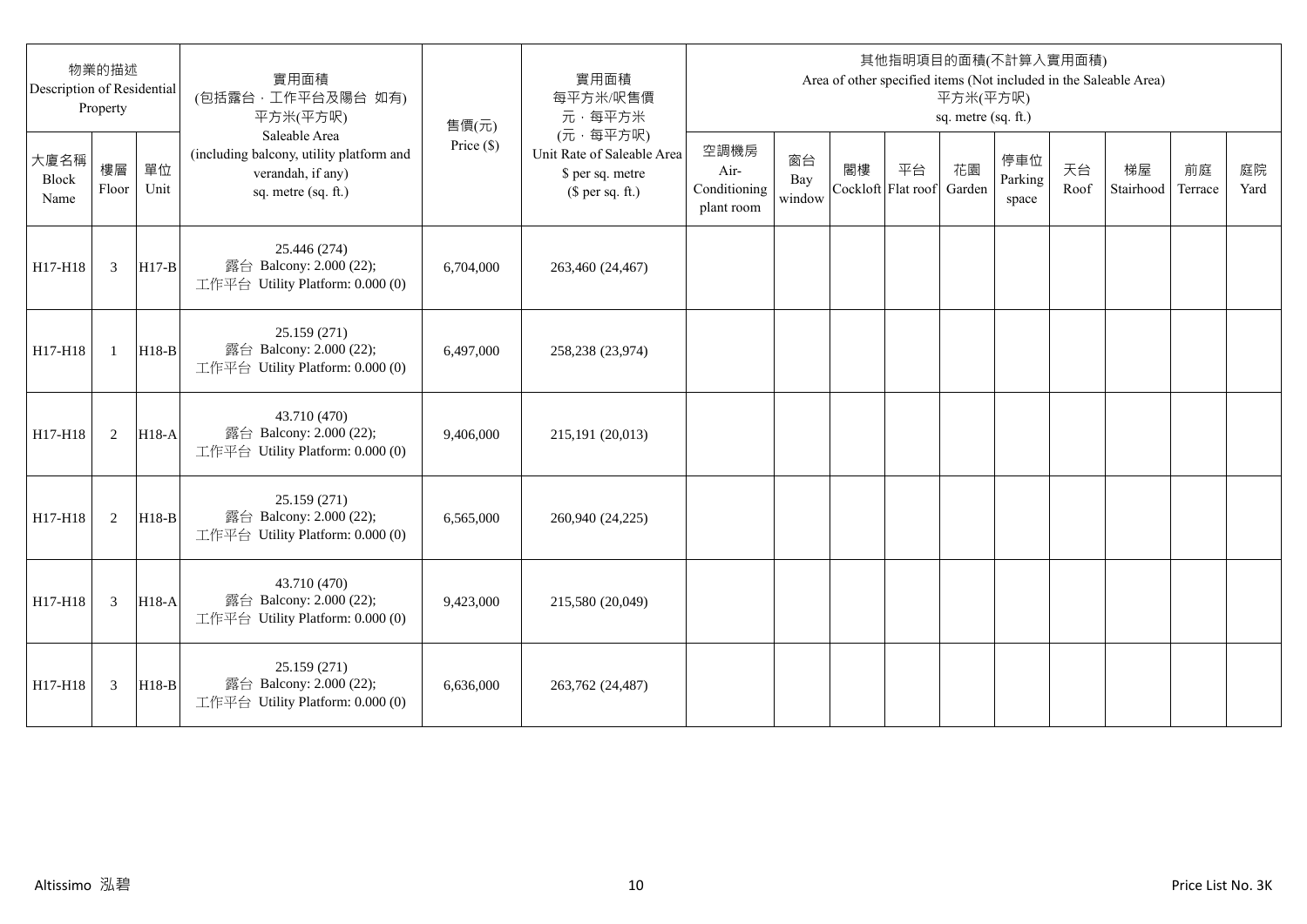| 物業的描述 Description of Residential Property | | | 實用面積 (包括露台．工作平台及陽台 如有) 平方米(平方呎) Saleable Area (including balcony, utility platform and verandah, if any) sq. metre (sq. ft.) | 售價(元) Price ($) | 實用面積 每平方米/呎售價 元．每平方米 (元．每平方呎) Unit Rate of Saleable Area $ per sq. metre ($ per sq. ft.) | 其他指明項目的面積(不計算入實用面積) Area of other specified items (Not included in the Saleable Area) 平方米(平方呎) sq. metre (sq. ft.) | | | | | | | | | |
|---|---|---|---|---|---|---|---|---|---|---|---|---|---|---|---|
| 大廈名稱 Block Name | 樓層 Floor | 單位 Unit | | | | 空調機房 Air-Conditioning plant room | 窗台 Bay window | 閣樓 Cockloft | 平台 Flat roof | 花園 Garden | 停車位 Parking space | 天台 Roof | 梯屋 Stairhood | 前庭 Terrace | 庭院 Yard |
| H17-H18 | 3 | H17-B | 25.446 (274) 露台 Balcony: 2.000 (22); 工作平台 Utility Platform: 0.000 (0) | 6,704,000 | 263,460 (24,467) | | | | | | | | | | |
| H17-H18 | 1 | H18-B | 25.159 (271) 露台 Balcony: 2.000 (22); 工作平台 Utility Platform: 0.000 (0) | 6,497,000 | 258,238 (23,974) | | | | | | | | | | |
| H17-H18 | 2 | H18-A | 43.710 (470) 露台 Balcony: 2.000 (22); 工作平台 Utility Platform: 0.000 (0) | 9,406,000 | 215,191 (20,013) | | | | | | | | | | |
| H17-H18 | 2 | H18-B | 25.159 (271) 露台 Balcony: 2.000 (22); 工作平台 Utility Platform: 0.000 (0) | 6,565,000 | 260,940 (24,225) | | | | | | | | | | |
| H17-H18 | 3 | H18-A | 43.710 (470) 露台 Balcony: 2.000 (22); 工作平台 Utility Platform: 0.000 (0) | 9,423,000 | 215,580 (20,049) | | | | | | | | | | |
| H17-H18 | 3 | H18-B | 25.159 (271) 露台 Balcony: 2.000 (22); 工作平台 Utility Platform: 0.000 (0) | 6,636,000 | 263,762 (24,487) | | | | | | | | | | |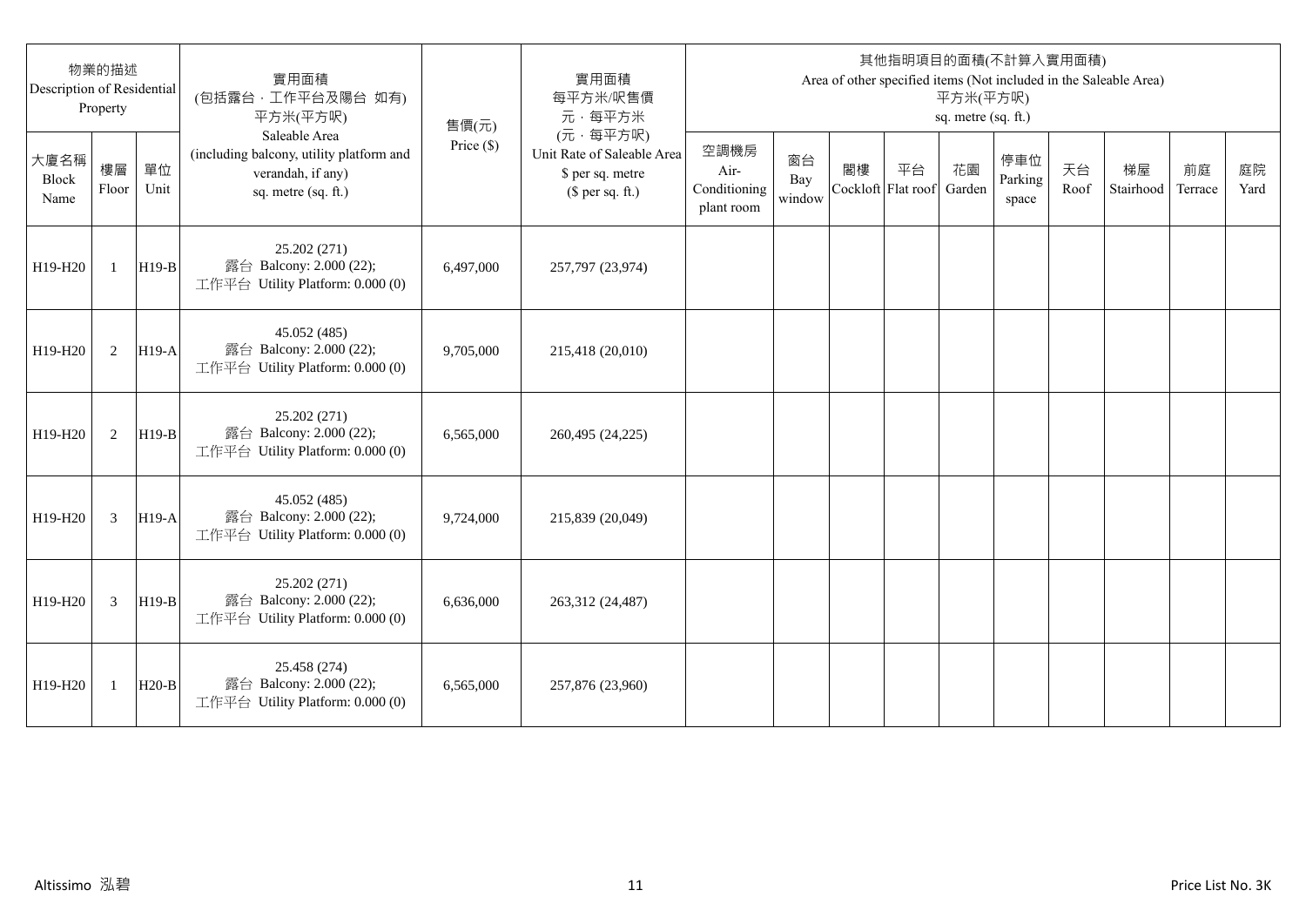| 物業的描述 Description of Residential Property | | | 實用面積 (包括露台，工作平台及陽台 如有) 平方米(平方呎) Saleable Area (including balcony, utility platform and verandah, if any) sq. metre (sq. ft.) | 售價(元) Price ($) | 實用面積 每平方米/呎售價 元，每平方米 (元，每平方呎) Unit Rate of Saleable Area $ per sq. metre ($ per sq. ft.) | 其他指明項目的面積(不計算入實用面積) Area of other specified items (Not included in the Saleable Area) 平方米(平方呎) sq. metre (sq. ft.) | | | | | | | | | |
|---|---|---|---|---|---|---|---|---|---|---|---|---|---|---|---|
| 大廈名稱 Block Name | 樓層 Floor | 單位 Unit | | | | 空調機房 Air-Conditioning plant room | 窗台 Bay window | 閣樓 Cockloft | 平台 Flat roof | 花園 Garden | 停車位 Parking space | 天台 Roof | 梯屋 Stairhood | 前庭 Terrace | 庭院 Yard |
| H19-H20 | 1 | H19-B | 25.202 (271) 露台 Balcony: 2.000 (22); 工作平台 Utility Platform: 0.000 (0) | 6,497,000 | 257,797 (23,974) | | | | | | | | | | |
| H19-H20 | 2 | H19-A | 45.052 (485) 露台 Balcony: 2.000 (22); 工作平台 Utility Platform: 0.000 (0) | 9,705,000 | 215,418 (20,010) | | | | | | | | | | |
| H19-H20 | 2 | H19-B | 25.202 (271) 露台 Balcony: 2.000 (22); 工作平台 Utility Platform: 0.000 (0) | 6,565,000 | 260,495 (24,225) | | | | | | | | | | |
| H19-H20 | 3 | H19-A | 45.052 (485) 露台 Balcony: 2.000 (22); 工作平台 Utility Platform: 0.000 (0) | 9,724,000 | 215,839 (20,049) | | | | | | | | | | |
| H19-H20 | 3 | H19-B | 25.202 (271) 露台 Balcony: 2.000 (22); 工作平台 Utility Platform: 0.000 (0) | 6,636,000 | 263,312 (24,487) | | | | | | | | | | |
| H19-H20 | 1 | H20-B | 25.458 (274) 露台 Balcony: 2.000 (22); 工作平台 Utility Platform: 0.000 (0) | 6,565,000 | 257,876 (23,960) | | | | | | | | | | |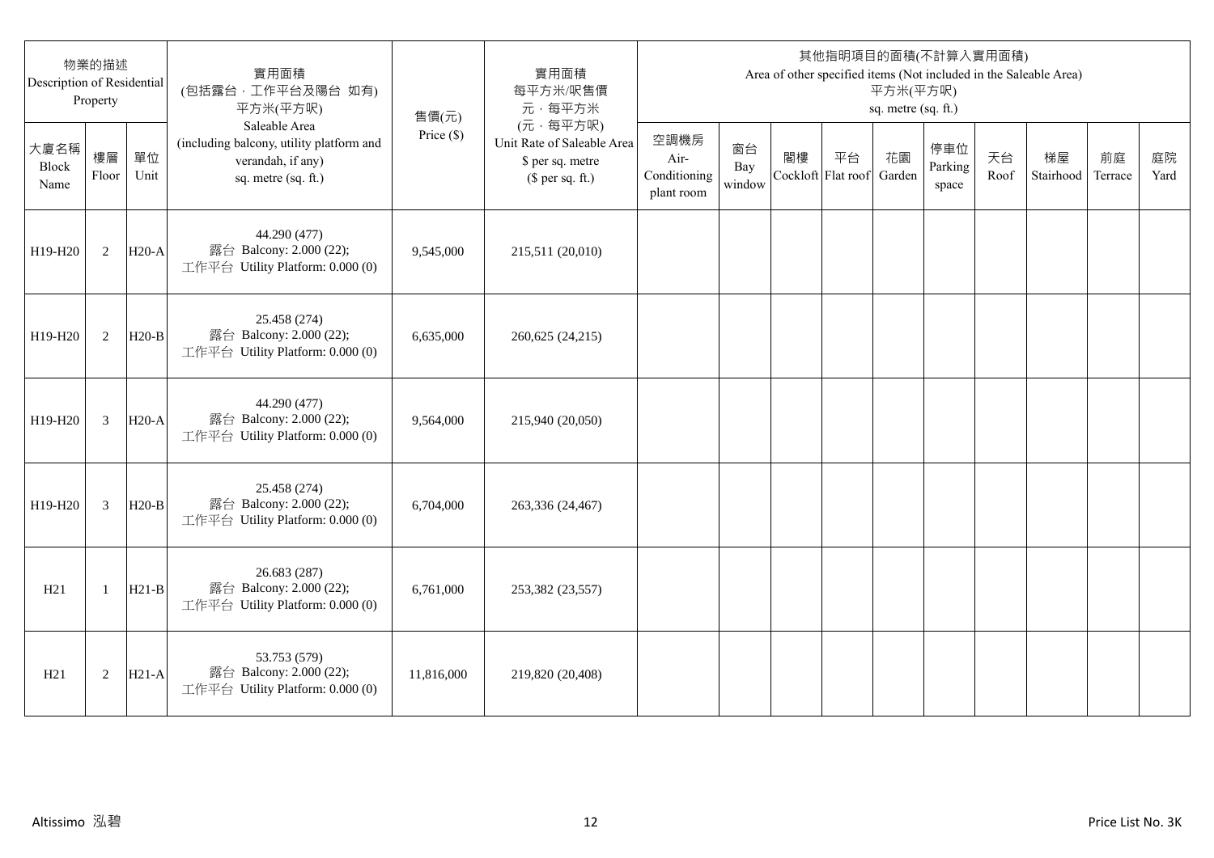| 物業的描述 Description of Residential Property | | | 實用面積 (包括露台，工作平台及陽台 如有) 平方米(平方呎) Saleable Area (including balcony, utility platform and verandah, if any) sq. metre (sq. ft.) | 售價(元) Price ($) | 實用面積 每平方米/呎售價 元，每平方米 (元，每平方呎) Unit Rate of Saleable Area $ per sq. metre ($ per sq. ft.) | 其他指明項目的面積(不計算入實用面積) Area of other specified items (Not included in the Saleable Area) 平方米(平方呎) sq. metre (sq. ft.) | | | | | | | | | |
|---|---|---|---|---|---|---|---|---|---|---|---|---|---|---|---|
| 大廈名稱 Block Name | 樓層 Floor | 單位 Unit | | | | 空調機房 Air-Conditioning plant room | 窗台 Bay window | 閣樓 Cockloft | 平台 Flat roof | 花園 Garden | 停車位 Parking space | 天台 Roof | 梯屋 Stairhood | 前庭 Terrace | 庭院 Yard |
| H19-H20 | 2 | H20-A | 44.290 (477) 露台 Balcony: 2.000 (22); 工作平台 Utility Platform: 0.000 (0) | 9,545,000 | 215,511 (20,010) | | | | | | | | | | |
| H19-H20 | 2 | H20-B | 25.458 (274) 露台 Balcony: 2.000 (22); 工作平台 Utility Platform: 0.000 (0) | 6,635,000 | 260,625 (24,215) | | | | | | | | | | |
| H19-H20 | 3 | H20-A | 44.290 (477) 露台 Balcony: 2.000 (22); 工作平台 Utility Platform: 0.000 (0) | 9,564,000 | 215,940 (20,050) | | | | | | | | | | |
| H19-H20 | 3 | H20-B | 25.458 (274) 露台 Balcony: 2.000 (22); 工作平台 Utility Platform: 0.000 (0) | 6,704,000 | 263,336 (24,467) | | | | | | | | | | |
| H21 | 1 | H21-B | 26.683 (287) 露台 Balcony: 2.000 (22); 工作平台 Utility Platform: 0.000 (0) | 6,761,000 | 253,382 (23,557) | | | | | | | | | | |
| H21 | 2 | H21-A | 53.753 (579) 露台 Balcony: 2.000 (22); 工作平台 Utility Platform: 0.000 (0) | 11,816,000 | 219,820 (20,408) | | | | | | | | | | |

Altissimo 泓碧

Price List No. 3K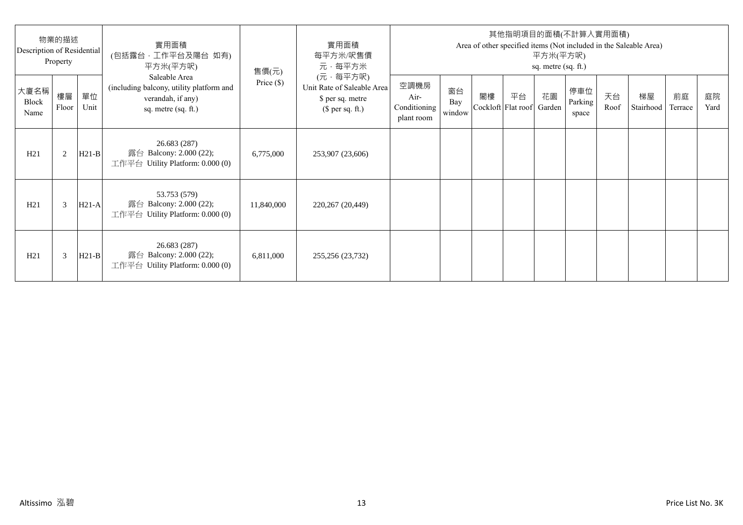| 物業的描述 Description of Residential Property | | | 實用面積 (包括露台，工作平台及陽台 如有) 平方米(平方呎) Saleable Area (including balcony, utility platform and verandah, if any) sq. metre (sq. ft.) | 售價(元) Price ($) | 實用面積 每平方米/呎售價 元，每平方米 (元，每平方呎) Unit Rate of Saleable Area $ per sq. metre ($ per sq. ft.) | 其他指明項目的面積(不計算入實用面積) Area of other specified items (Not included in the Saleable Area) 平方米(平方呎) sq. metre (sq. ft.) | | | | | | | | | |
|---|---|---|---|---|---|---|---|---|---|---|---|---|---|---|---|
| 大廈名稱 Block Name | 樓層 Floor | 單位 Unit | | | | 空調機房 Air-Conditioning plant room | 窗台 Bay window | 閣樓 Cockloft | 平台 Flat roof | 花園 Garden | 停車位 Parking space | 天台 Roof | 梯屋 Stairhood | 前庭 Terrace | 庭院 Yard |
| H21 | 2 | H21-B | 26.683 (287) 露台 Balcony: 2.000 (22); 工作平台 Utility Platform: 0.000 (0) | 6,775,000 | 253,907 (23,606) | | | | | | | | | | |
| H21 | 3 | H21-A | 53.753 (579) 露台 Balcony: 2.000 (22); 工作平台 Utility Platform: 0.000 (0) | 11,840,000 | 220,267 (20,449) | | | | | | | | | | |
| H21 | 3 | H21-B | 26.683 (287) 露台 Balcony: 2.000 (22); 工作平台 Utility Platform: 0.000 (0) | 6,811,000 | 255,256 (23,732) | | | | | | | | | | |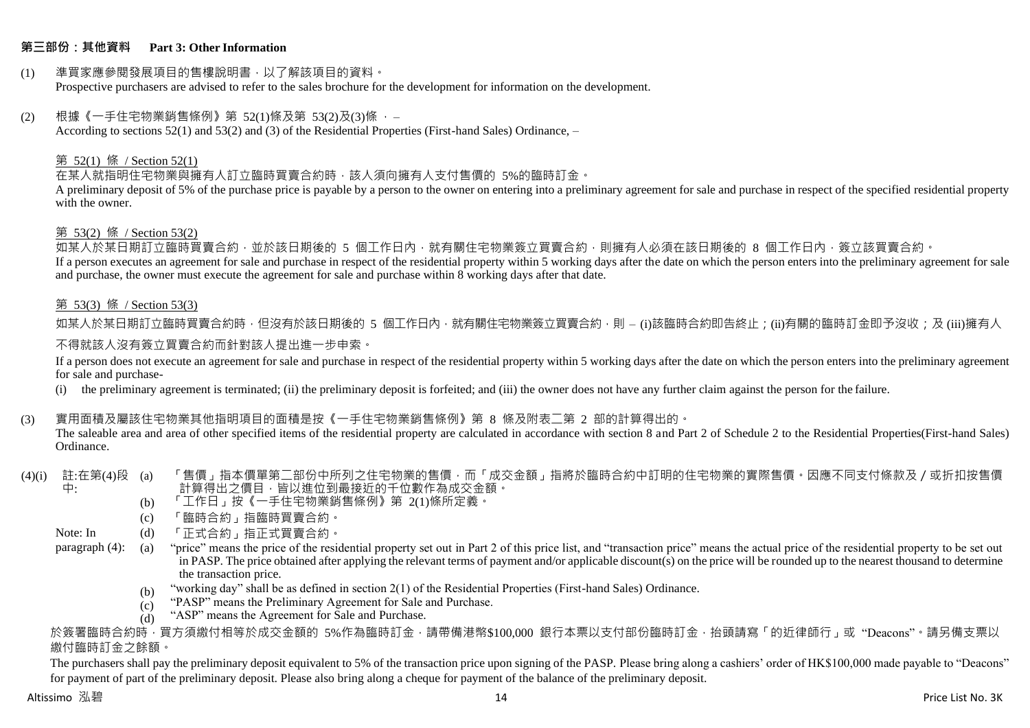## 第三部份：其他資料 Part 3: Other Information

(1) 準買家應參閱發展項目的售樓說明書，以了解該項目的資料。
Prospective purchasers are advised to refer to the sales brochure for the development for information on the development.

(2) 根據《一手住宅物業銷售條例》第 52(1)條及第 53(2)及(3)條 ， –
According to sections 52(1) and 53(2) and (3) of the Residential Properties (First-hand Sales) Ordinance, –

第 52(1) 條 / Section 52(1)

在某人就指明住宅物業與擁有人訂立臨時買賣合約時，該人須向擁有人支付售價的 5%的臨時訂金。
A preliminary deposit of 5% of the purchase price is payable by a person to the owner on entering into a preliminary agreement for sale and purchase in respect of the specified residential property with the owner.

第 53(2) 條 / Section 53(2)

如某人於某日期訂立臨時買賣合約，並於該日期後的 5 個工作日內，就有關住宅物業簽立買賣合約，則擁有人必須在該日期後的 8 個工作日內，簽立該買賣合約。
If a person executes an agreement for sale and purchase in respect of the residential property within 5 working days after the date on which the person enters into the preliminary agreement for sale and purchase, the owner must execute the agreement for sale and purchase within 8 working days after that date.

第 53(3) 條 / Section 53(3)

如某人於某日期訂立臨時買賣合約時，但沒有於該日期後的 5 個工作日內，就有關住宅物業簽立買賣合約，則 – (i)該臨時合約即告終止；(ii)有關的臨時訂金即予沒收；及 (iii)擁有人不得就該人沒有簽立買賣合約而針對該人提出進一步申索。

If a person does not execute an agreement for sale and purchase in respect of the residential property within 5 working days after the date on which the person enters into the preliminary agreement for sale and purchase-

(i) the preliminary agreement is terminated; (ii) the preliminary deposit is forfeited; and (iii) the owner does not have any further claim against the person for the failure.

(3) 實用面積及屬該住宅物業其他指明項目的面積是按《一手住宅物業銷售條例》第 8 條及附表二第 2 部的計算得出的。
The saleable area and area of other specified items of the residential property are calculated in accordance with section 8 and Part 2 of Schedule 2 to the Residential Properties(First-hand Sales) Ordinance.

(4)(i) 註:在第(4)段中:
(a) 「售價」指本價單第二部份中所列之住宅物業的售價，而「成交金額」指將於臨時合約中訂明的住宅物業的實際售價。因應不同支付條款及／或折扣按售價計算得出之價目，皆以進位到最接近的千位數作為成交金額。
(b) 「工作日」按《一手住宅物業銷售條例》第 2(1)條所定義。
(c) 「臨時合約」指臨時買賣合約。
(d) 「正式合約」指正式買賣合約。

Note: In paragraph (4):
(a) “price” means the price of the residential property set out in Part 2 of this price list, and “transaction price” means the actual price of the residential property to be set out in PASP. The price obtained after applying the relevant terms of payment and/or applicable discount(s) on the price will be rounded up to the nearest thousand to determine the transaction price.
(b) “working day” shall be as defined in section 2(1) of the Residential Properties (First-hand Sales) Ordinance.
(c) “PASP” means the Preliminary Agreement for Sale and Purchase.
(d) “ASP” means the Agreement for Sale and Purchase.

於簽署臨時合約時，買方須繳付相等於成交金額的 5%作為臨時訂金，請帶備港幣$100,000 銀行本票以支付部份臨時訂金，抬頭請寫「的近律師行」或 “Deacons”。請另備支票以繳付臨時訂金之餘額。

The purchasers shall pay the preliminary deposit equivalent to 5% of the transaction price upon signing of the PASP. Please bring along a cashiers' order of HK$100,000 made payable to “Deacons” for payment of part of the preliminary deposit. Please also bring along a cheque for payment of the balance of the preliminary deposit.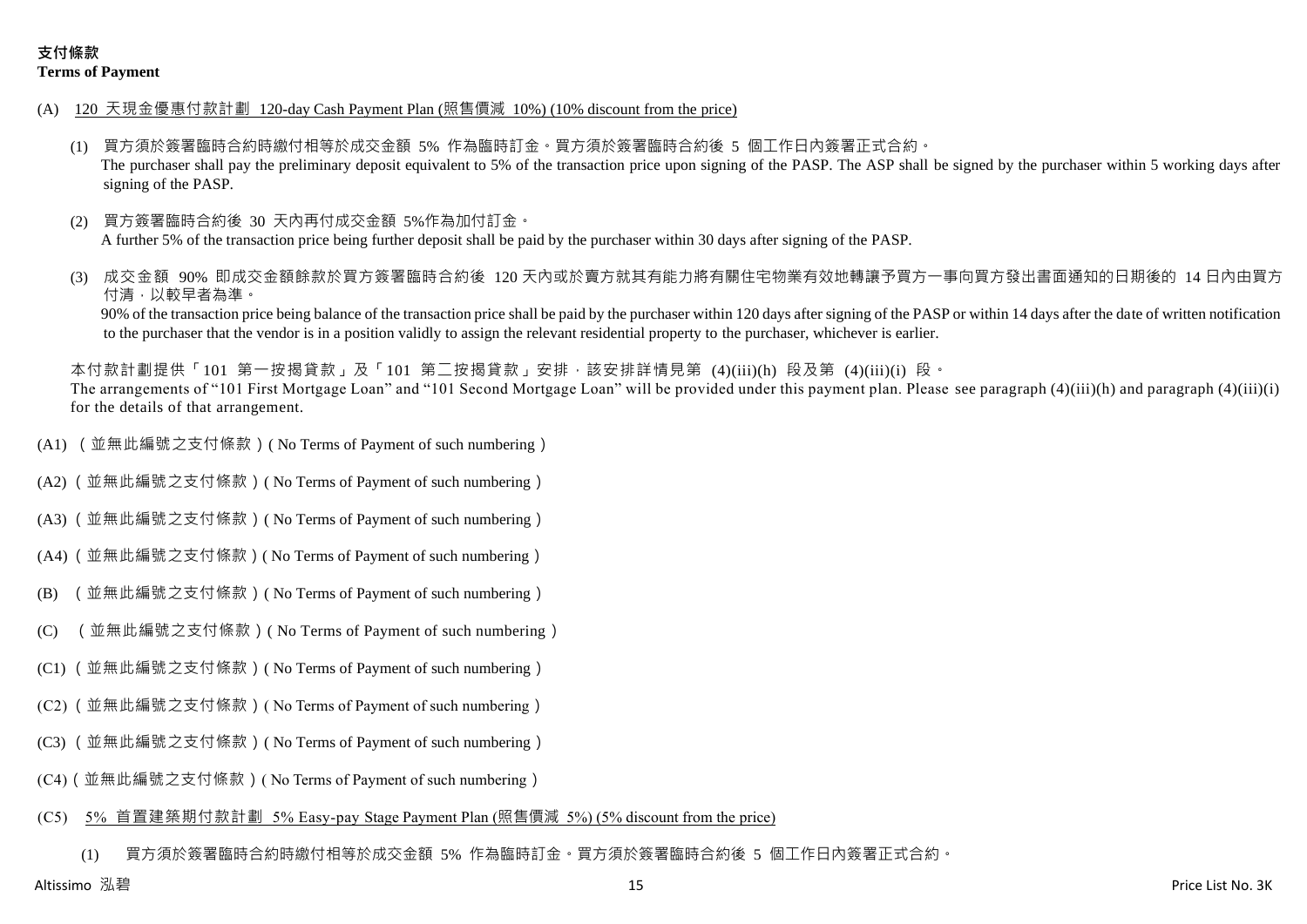**支付條款**
**Terms of Payment**

(A) 120 天現金優惠付款計劃 120-day Cash Payment Plan (照售價減 10%) (10% discount from the price)

(1) 買方須於簽署臨時合約時繳付相等於成交金額 5% 作為臨時訂金。買方須於簽署臨時合約後 5 個工作日內簽署正式合約。
The purchaser shall pay the preliminary deposit equivalent to 5% of the transaction price upon signing of the PASP. The ASP shall be signed by the purchaser within 5 working days after signing of the PASP.

(2) 買方簽署臨時合約後 30 天內再付成交金額 5%作為加付訂金。
A further 5% of the transaction price being further deposit shall be paid by the purchaser within 30 days after signing of the PASP.

(3) 成交金額 90% 即成交金額餘款於買方簽署臨時合約後 120 天內或於賣方就其有能力將有關住宅物業有效地轉讓予買方一事向買方發出書面通知的日期後的 14 日內由買方付清，以較早者為準。
90% of the transaction price being balance of the transaction price shall be paid by the purchaser within 120 days after signing of the PASP or within 14 days after the date of written notification to the purchaser that the vendor is in a position validly to assign the relevant residential property to the purchaser, whichever is earlier.

本付款計劃提供「101 第一按揭貸款」及「101 第二按揭貸款」安排，該安排詳情見第 (4)(iii)(h) 段及第 (4)(iii)(i) 段。
The arrangements of "101 First Mortgage Loan" and "101 Second Mortgage Loan" will be provided under this payment plan. Please see paragraph (4)(iii)(h) and paragraph (4)(iii)(i) for the details of that arrangement.

(A1) （並無此編號之支付條款）( No Terms of Payment of such numbering）

(A2)（並無此編號之支付條款）( No Terms of Payment of such numbering）

(A3)（並無此編號之支付條款）( No Terms of Payment of such numbering）

(A4)（並無此編號之支付條款）( No Terms of Payment of such numbering）

(B) （並無此編號之支付條款）( No Terms of Payment of such numbering）

(C) （並無此編號之支付條款）( No Terms of Payment of such numbering）

(C1)（並無此編號之支付條款）( No Terms of Payment of such numbering）

(C2)（並無此編號之支付條款）( No Terms of Payment of such numbering）

(C3)（並無此編號之支付條款）( No Terms of Payment of such numbering）

(C4)（並無此編號之支付條款）( No Terms of Payment of such numbering）

(C5) 5% 首置建築期付款計劃 5% Easy-pay Stage Payment Plan (照售價減 5%) (5% discount from the price)

(1) 買方須於簽署臨時合約時繳付相等於成交金額 5% 作為臨時訂金。買方須於簽署臨時合約後 5 個工作日內簽署正式合約。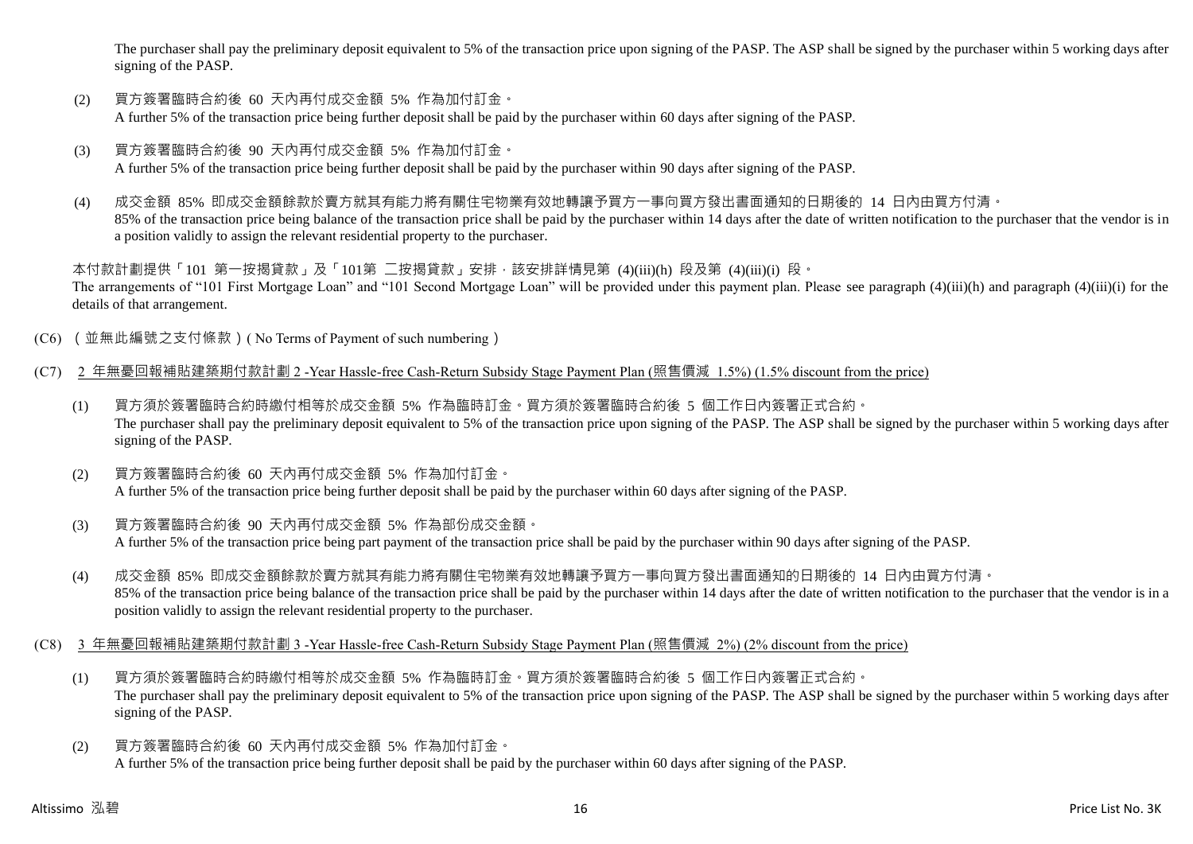The purchaser shall pay the preliminary deposit equivalent to 5% of the transaction price upon signing of the PASP. The ASP shall be signed by the purchaser within 5 working days after signing of the PASP.

(2) 買方簽署臨時合約後 60 天內再付成交金額 5% 作為加付訂金。
A further 5% of the transaction price being further deposit shall be paid by the purchaser within 60 days after signing of the PASP.

(3) 買方簽署臨時合約後 90 天內再付成交金額 5% 作為加付訂金。
A further 5% of the transaction price being further deposit shall be paid by the purchaser within 90 days after signing of the PASP.

(4) 成交金額 85% 即成交金額餘款於賣方就其有能力將有關住宅物業有效地轉讓予買方一事向買方發出書面通知的日期後的 14 日內由買方付清。
85% of the transaction price being balance of the transaction price shall be paid by the purchaser within 14 days after the date of written notification to the purchaser that the vendor is in a position validly to assign the relevant residential property to the purchaser.

本付款計劃提供「101 第一按揭貸款」及「101第 二按揭貸款」安排，該安排詳情見第 (4)(iii)(h) 段及第 (4)(iii)(i) 段。
The arrangements of "101 First Mortgage Loan" and "101 Second Mortgage Loan" will be provided under this payment plan. Please see paragraph (4)(iii)(h) and paragraph (4)(iii)(i) for the details of that arrangement.

(C6) （並無此編號之支付條款）( No Terms of Payment of such numbering )

(C7) 2 年無憂回報補貼建築期付款計劃 2 -Year Hassle-free Cash-Return Subsidy Stage Payment Plan (照售價減 1.5%) (1.5% discount from the price)

(1) 買方須於簽署臨時合約時繳付相等於成交金額 5% 作為臨時訂金。買方須於簽署臨時合約後 5 個工作日內簽署正式合約。
The purchaser shall pay the preliminary deposit equivalent to 5% of the transaction price upon signing of the PASP. The ASP shall be signed by the purchaser within 5 working days after signing of the PASP.

(2) 買方簽署臨時合約後 60 天內再付成交金額 5% 作為加付訂金。
A further 5% of the transaction price being further deposit shall be paid by the purchaser within 60 days after signing of the PASP.

(3) 買方簽署臨時合約後 90 天內再付成交金額 5% 作為部份成交金額。
A further 5% of the transaction price being part payment of the transaction price shall be paid by the purchaser within 90 days after signing of the PASP.

(4) 成交金額 85% 即成交金額餘款於賣方就其有能力將有關住宅物業有效地轉讓予買方一事向買方發出書面通知的日期後的 14 日內由買方付清。
85% of the transaction price being balance of the transaction price shall be paid by the purchaser within 14 days after the date of written notification to the purchaser that the vendor is in a position validly to assign the relevant residential property to the purchaser.

(C8) 3 年無憂回報補貼建築期付款計劃 3 -Year Hassle-free Cash-Return Subsidy Stage Payment Plan (照售價減 2%) (2% discount from the price)

(1) 買方須於簽署臨時合約時繳付相等於成交金額 5% 作為臨時訂金。買方須於簽署臨時合約後 5 個工作日內簽署正式合約。
The purchaser shall pay the preliminary deposit equivalent to 5% of the transaction price upon signing of the PASP. The ASP shall be signed by the purchaser within 5 working days after signing of the PASP.

(2) 買方簽署臨時合約後 60 天內再付成交金額 5% 作為加付訂金。
A further 5% of the transaction price being further deposit shall be paid by the purchaser within 60 days after signing of the PASP.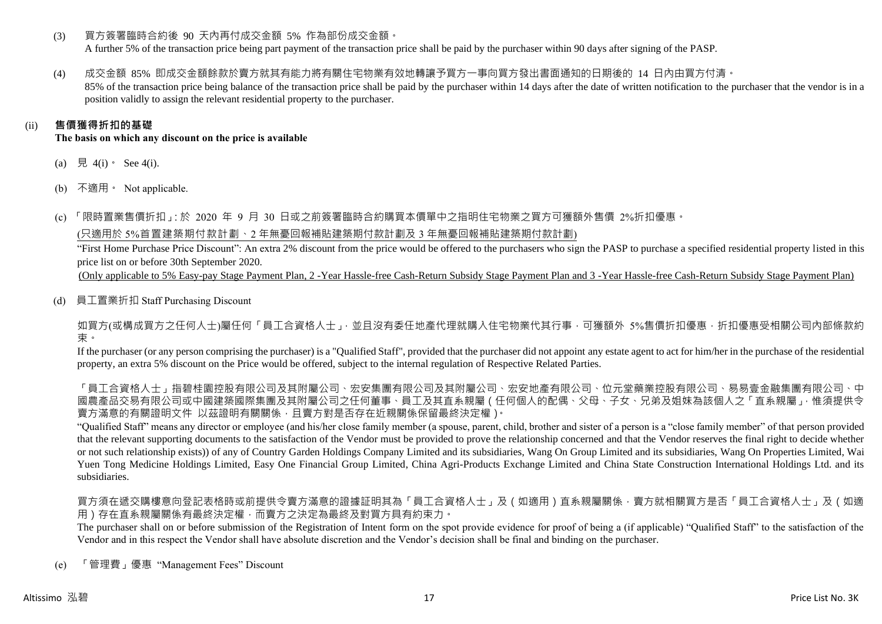(3) 買方簽署臨時合約後 90 天內再付成交金額 5% 作為部份成交金額。
A further 5% of the transaction price being part payment of the transaction price shall be paid by the purchaser within 90 days after signing of the PASP.

(4) 成交金額 85% 即成交金額餘款於賣方就其有能力將有關住宅物業有效地轉讓予買方一事向買方發出書面通知的日期後的 14 日內由買方付清。
85% of the transaction price being balance of the transaction price shall be paid by the purchaser within 14 days after the date of written notification to the purchaser that the vendor is in a position validly to assign the relevant residential property to the purchaser.

(ii) **售價獲得折扣的基礎**
**The basis on which any discount on the price is available**

(a) 見 4(i)。 See 4(i).

(b) 不適用。 Not applicable.

(c) 「限時置業售價折扣」: 於 2020 年 9 月 30 日或之前簽署臨時合約購買本價單中之指明住宅物業之買方可獲額外售價 2%折扣優惠。

(只適用於 5%首置建築期付款計劃、2 年無憂回報補貼建築期付款計劃及 3 年無憂回報補貼建築期付款計劃)

"First Home Purchase Price Discount": An extra 2% discount from the price would be offered to the purchasers who sign the PASP to purchase a specified residential property listed in this price list on or before 30th September 2020.

(Only applicable to 5% Easy-pay Stage Payment Plan, 2 -Year Hassle-free Cash-Return Subsidy Stage Payment Plan and 3 -Year Hassle-free Cash-Return Subsidy Stage Payment Plan)

(d) 員工置業折扣 Staff Purchasing Discount

如買方(或構成買方之任何人士)屬任何「員工合資格人士」，並且沒有委任地產代理就購入住宅物業代其行事，可獲額外 5%售價折扣優惠，折扣優惠受相關公司內部條款約束。

If the purchaser (or any person comprising the purchaser) is a "Qualified Staff", provided that the purchaser did not appoint any estate agent to act for him/her in the purchase of the residential property, an extra 5% discount on the Price would be offered, subject to the internal regulation of Respective Related Parties.

「員工合資格人士」指碧桂園控股有限公司及其附屬公司、宏安集團有限公司及其附屬公司、宏安地產有限公司、位元堂藥業控股有限公司、易易壹金融集團有限公司、中國農產品交易有限公司或中國建築國際集團及其附屬公司之任何董事、員工及其直系親屬（任何個人的配偶、父母、子女、兄弟及姐妹為該個人之「直系親屬」，惟須提供令賣方滿意的有關證明文件 以茲證明有關關係，且賣方對是否存在近親關係保留最終決定權）。

"Qualified Staff" means any director or employee (and his/her close family member (a spouse, parent, child, brother and sister of a person is a "close family member" of that person provided that the relevant supporting documents to the satisfaction of the Vendor must be provided to prove the relationship concerned and that the Vendor reserves the final right to decide whether or not such relationship exists)) of any of Country Garden Holdings Company Limited and its subsidiaries, Wang On Group Limited and its subsidiaries, Wang On Properties Limited, Wai Yuen Tong Medicine Holdings Limited, Easy One Financial Group Limited, China Agri-Products Exchange Limited and China State Construction International Holdings Ltd. and its subsidiaries.

買方須在遞交購樓意向登記表格時或前提供令賣方滿意的證據証明其為「員工合資格人士」及（如適用）直系親屬關係，賣方就相關買方是否「員工合資格人士」及（如適用）存在直系親屬關係有最終決定權，而賣方之決定為最終及對買方具有約束力。

The purchaser shall on or before submission of the Registration of Intent form on the spot provide evidence for proof of being a (if applicable) "Qualified Staff" to the satisfaction of the Vendor and in this respect the Vendor shall have absolute discretion and the Vendor's decision shall be final and binding on the purchaser.

(e) 「管理費」優惠 "Management Fees" Discount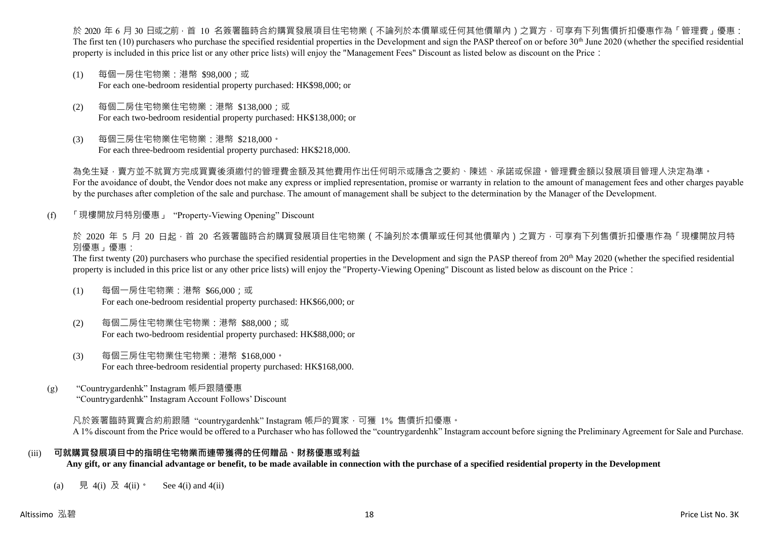於 2020 年 6 月 30 日或之前，首 10 名簽署臨時合約購買發展項目住宅物業（不論列於本價單或任何其他價單內）之買方，可享有下列售價折扣優惠作為「管理費」優惠：
The first ten (10) purchasers who purchase the specified residential properties in the Development and sign the PASP thereof on or before 30th June 2020 (whether the specified residential property is included in this price list or any other price lists) will enjoy the "Management Fees" Discount as listed below as discount on the Price：

(1) 每個一房住宅物業：港幣 $98,000；或
For each one-bedroom residential property purchased: HK$98,000; or

(2) 每個二房住宅物業住宅物業：港幣 $138,000；或
For each two-bedroom residential property purchased: HK$138,000; or

(3) 每個三房住宅物業住宅物業：港幣 $218,000。
For each three-bedroom residential property purchased: HK$218,000.

為免生疑，賣方並不就買方完成買賣後須繳付的管理費金額及其他費用作出任何明示或隱含之要約、陳述、承諾或保證。管理費金額以發展項目管理人決定為準。
For the avoidance of doubt, the Vendor does not make any express or implied representation, promise or warranty in relation to the amount of management fees and other charges payable by the purchases after completion of the sale and purchase. The amount of management shall be subject to the determination by the Manager of the Development.

(f) 「現樓開放月特別優惠」 "Property-Viewing Opening" Discount

於 2020 年 5 月 20 日起，首 20 名簽署臨時合約購買發展項目住宅物業（不論列於本價單或任何其他價單內）之買方，可享有下列售價折扣優惠作為「現樓開放月特別優惠」優惠：
The first twenty (20) purchasers who purchase the specified residential properties in the Development and sign the PASP thereof from 20th May 2020 (whether the specified residential property is included in this price list or any other price lists) will enjoy the "Property-Viewing Opening" Discount as listed below as discount on the Price：

(1) 每個一房住宅物業：港幣 $66,000；或
For each one-bedroom residential property purchased: HK$66,000; or

(2) 每個二房住宅物業住宅物業：港幣 $88,000；或
For each two-bedroom residential property purchased: HK$88,000; or

(3) 每個三房住宅物業住宅物業：港幣 $168,000。
For each three-bedroom residential property purchased: HK$168,000.

(g) "Countrygardenhk" Instagram 帳戶跟隨優惠
"Countrygardenhk" Instagram Account Follows' Discount

凡於簽署臨時買賣合約前跟隨 "countrygardenhk" Instagram 帳戶的買家，可獲 1% 售價折扣優惠。
A 1% discount from the Price would be offered to a Purchaser who has followed the "countrygardenhk" Instagram account before signing the Preliminary Agreement for Sale and Purchase.

### (iii) 可就購買發展項目中的指明住宅物業而連帶獲得的任何贈品、財務優惠或利益
**Any gift, or any financial advantage or benefit, to be made available in connection with the purchase of a specified residential property in the Development**

(a) 見 4(i) 及 4(ii)。 See 4(i) and 4(ii)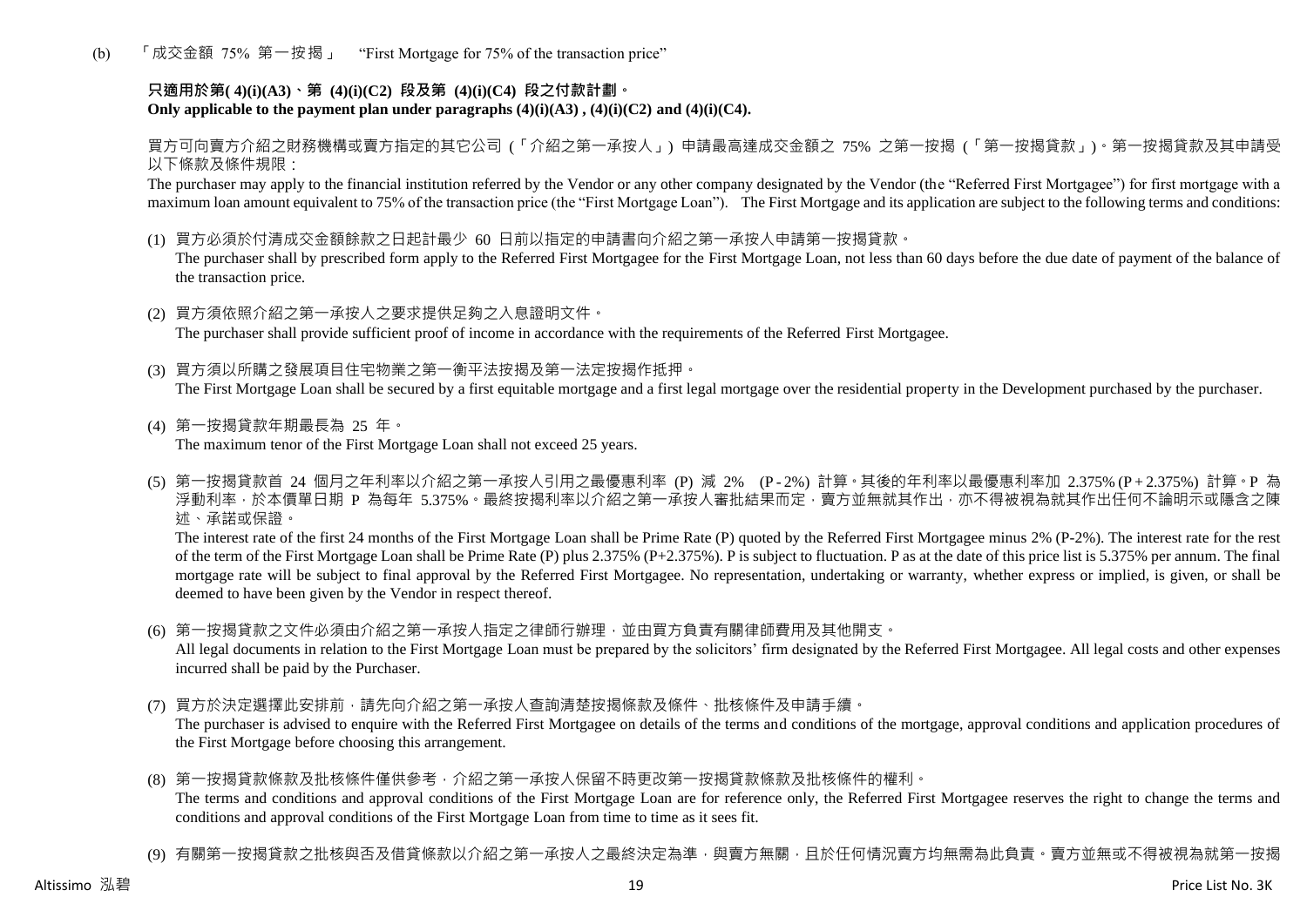(b) 「成交金額 75% 第一按揭」 "First Mortgage for 75% of the transaction price"

**只適用於第( 4)(i)(A3)、第 (4)(i)(C2) 段及第 (4)(i)(C4) 段之付款計劃。**
**Only applicable to the payment plan under paragraphs (4)(i)(A3) , (4)(i)(C2) and (4)(i)(C4).**

買方可向賣方介紹之財務機構或賣方指定的其它公司 (「介紹之第一承按人」) 申請最高達成交金額之 75% 之第一按揭 (「第一按揭貸款」)。第一按揭貸款及其申請受以下條款及條件規限：
The purchaser may apply to the financial institution referred by the Vendor or any other company designated by the Vendor (the "Referred First Mortgagee") for first mortgage with a maximum loan amount equivalent to 75% of the transaction price (the "First Mortgage Loan"). The First Mortgage and its application are subject to the following terms and conditions:

(1) 買方必須於付清成交金額餘款之日起計最少 60 日前以指定的申請書向介紹之第一承按人申請第一按揭貸款。
The purchaser shall by prescribed form apply to the Referred First Mortgagee for the First Mortgage Loan, not less than 60 days before the due date of payment of the balance of the transaction price.

(2) 買方須依照介紹之第一承按人之要求提供足夠之入息證明文件。
The purchaser shall provide sufficient proof of income in accordance with the requirements of the Referred First Mortgagee.

(3) 買方須以所購之發展項目住宅物業之第一衡平法按揭及第一法定按揭作抵押。
The First Mortgage Loan shall be secured by a first equitable mortgage and a first legal mortgage over the residential property in the Development purchased by the purchaser.

(4) 第一按揭貸款年期最長為 25 年。
The maximum tenor of the First Mortgage Loan shall not exceed 25 years.

(5) 第一按揭貸款首 24 個月之年利率以介紹之第一承按人引用之最優惠利率 (P) 減 2% (P - 2%) 計算。其後的年利率以最優惠利率加 2.375% (P + 2.375%) 計算。P 為浮動利率，於本價單日期 P 為每年 5.375%。最終按揭利率以介紹之第一承按人審批結果而定，賣方並無就其作出，亦不得被視為就其作出任何不論明示或隱含之陳述、承諾或保證。
The interest rate of the first 24 months of the First Mortgage Loan shall be Prime Rate (P) quoted by the Referred First Mortgagee minus 2% (P-2%). The interest rate for the rest of the term of the First Mortgage Loan shall be Prime Rate (P) plus 2.375% (P+2.375%). P is subject to fluctuation. P as at the date of this price list is 5.375% per annum. The final mortgage rate will be subject to final approval by the Referred First Mortgagee. No representation, undertaking or warranty, whether express or implied, is given, or shall be deemed to have been given by the Vendor in respect thereof.

(6) 第一按揭貸款之文件必須由介紹之第一承按人指定之律師行辦理，並由買方負責有關律師費用及其他開支。
All legal documents in relation to the First Mortgage Loan must be prepared by the solicitors' firm designated by the Referred First Mortgagee. All legal costs and other expenses incurred shall be paid by the Purchaser.

(7) 買方於決定選擇此安排前，請先向介紹之第一承按人查詢清楚按揭條款及條件、批核條件及申請手續。
The purchaser is advised to enquire with the Referred First Mortgagee on details of the terms and conditions of the mortgage, approval conditions and application procedures of the First Mortgage before choosing this arrangement.

(8) 第一按揭貸款條款及批核條件僅供參考，介紹之第一承按人保留不時更改第一按揭貸款條款及批核條件的權利。
The terms and conditions and approval conditions of the First Mortgage Loan are for reference only, the Referred First Mortgagee reserves the right to change the terms and conditions and approval conditions of the First Mortgage Loan from time to time as it sees fit.

(9) 有關第一按揭貸款之批核與否及借貸條款以介紹之第一承按人之最終決定為準，與賣方無關，且於任何情況賣方均無需為此負責。賣方並無或不得被視為就第一按揭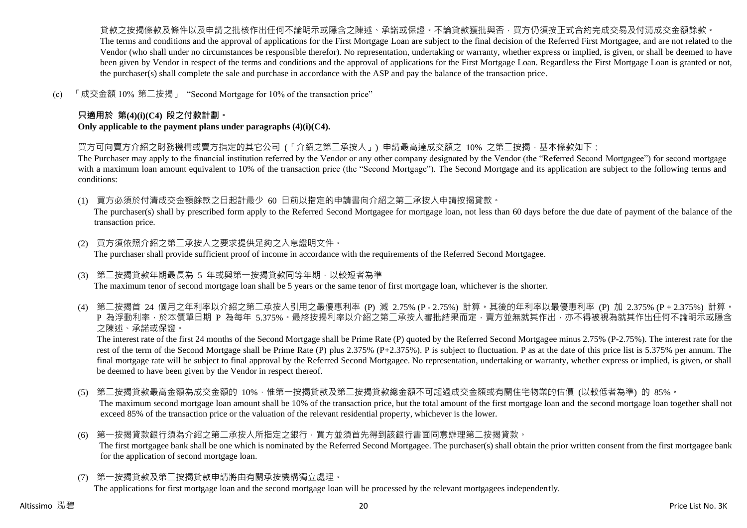貸款之按揭條款及條件以及申請之批核作出任何不論明示或隱含之陳述、承諾或保證。不論貸款獲批與否，買方仍須按正式合約完成交易及付清成交金額餘款。
The terms and conditions and the approval of applications for the First Mortgage Loan are subject to the final decision of the Referred First Mortgagee, and are not related to the Vendor (who shall under no circumstances be responsible therefor). No representation, undertaking or warranty, whether express or implied, is given, or shall be deemed to have been given by Vendor in respect of the terms and conditions and the approval of applications for the First Mortgage Loan. Regardless the First Mortgage Loan is granted or not, the purchaser(s) shall complete the sale and purchase in accordance with the ASP and pay the balance of the transaction price.

(c) 「成交金額 10% 第二按揭」 "Second Mortgage for 10% of the transaction price"

**只適用於 第(4)(i)(C4) 段之付款計劃。**
**Only applicable to the payment plans under paragraphs (4)(i)(C4).**

買方可向賣方介紹之財務機構或賣方指定的其它公司 (「介紹之第二承按人」) 申請最高達成交額之 10% 之第二按揭，基本條款如下：
The Purchaser may apply to the financial institution referred by the Vendor or any other company designated by the Vendor (the "Referred Second Mortgagee") for second mortgage with a maximum loan amount equivalent to 10% of the transaction price (the "Second Mortgage"). The Second Mortgage and its application are subject to the following terms and conditions:

(1) 買方必須於付清成交金額餘款之日起計最少 60 日前以指定的申請書向介紹之第二承按人申請按揭貸款。
The purchaser(s) shall by prescribed form apply to the Referred Second Mortgagee for mortgage loan, not less than 60 days before the due date of payment of the balance of the transaction price.

(2) 買方須依照介紹之第二承按人之要求提供足夠之入息證明文件。
The purchaser shall provide sufficient proof of income in accordance with the requirements of the Referred Second Mortgagee.

(3) 第二按揭貸款年期最長為 5 年或與第一按揭貸款同等年期，以較短者為準
The maximum tenor of second mortgage loan shall be 5 years or the same tenor of first mortgage loan, whichever is the shorter.

(4) 第二按揭首 24 個月之年利率以介紹之第二承按人引用之最優惠利率 (P) 減 2.75% (P - 2.75%) 計算。其後的年利率以最優惠利率 (P) 加 2.375% (P + 2.375%) 計算。P 為浮動利率，於本價單日期 P 為每年 5.375%。最終按揭利率以介紹之第二承按人審批結果而定，賣方並無就其作出，亦不得被視為就其作出任何不論明示或隱含之陳述、承諾或保證。
The interest rate of the first 24 months of the Second Mortgage shall be Prime Rate (P) quoted by the Referred Second Mortgagee minus 2.75% (P-2.75%). The interest rate for the rest of the term of the Second Mortgage shall be Prime Rate (P) plus 2.375% (P+2.375%). P is subject to fluctuation. P as at the date of this price list is 5.375% per annum. The final mortgage rate will be subject to final approval by the Referred Second Mortgagee. No representation, undertaking or warranty, whether express or implied, is given, or shall be deemed to have been given by the Vendor in respect thereof.

(5) 第二按揭貸款最高金額為成交金額的 10%，惟第一按揭貸款及第二按揭貸款總金額不可超過成交金額或有關住宅物業的估價 (以較低者為準) 的 85%。
The maximum second mortgage loan amount shall be 10% of the transaction price, but the total amount of the first mortgage loan and the second mortgage loan together shall not exceed 85% of the transaction price or the valuation of the relevant residential property, whichever is the lower.

(6) 第一按揭貸款銀行須為介紹之第二承按人所指定之銀行，買方並須首先得到該銀行書面同意辦理第二按揭貸款。
The first mortgagee bank shall be one which is nominated by the Referred Second Mortgagee. The purchaser(s) shall obtain the prior written consent from the first mortgagee bank for the application of second mortgage loan.

(7) 第一按揭貸款及第二按揭貸款申請將由有關承按機構獨立處理。
The applications for first mortgage loan and the second mortgage loan will be processed by the relevant mortgagees independently.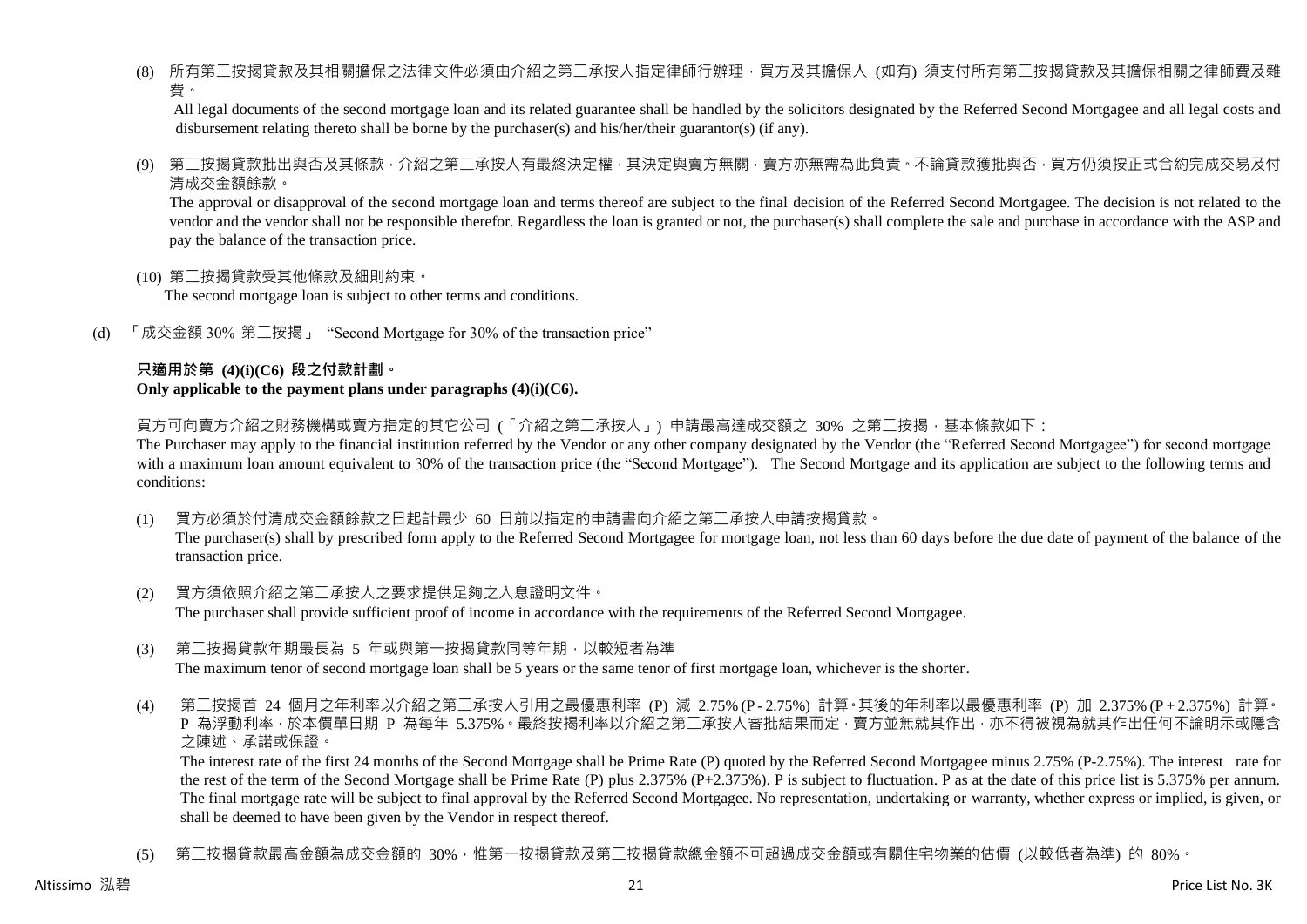(8) 所有第二按揭貸款及其相關擔保之法律文件必須由介紹之第二承按人指定律師行辦理，買方及其擔保人 (如有) 須支付所有第二按揭貸款及其擔保相關之律師費及雜費。

All legal documents of the second mortgage loan and its related guarantee shall be handled by the solicitors designated by the Referred Second Mortgagee and all legal costs and disbursement relating thereto shall be borne by the purchaser(s) and his/her/their guarantor(s) (if any).

(9) 第二按揭貸款批出與否及其條款，介紹之第二承按人有最終決定權，其決定與賣方無關，賣方亦無需為此負責。不論貸款獲批與否，買方仍須按正式合約完成交易及付清成交金額餘款。

The approval or disapproval of the second mortgage loan and terms thereof are subject to the final decision of the Referred Second Mortgagee. The decision is not related to the vendor and the vendor shall not be responsible therefor. Regardless the loan is granted or not, the purchaser(s) shall complete the sale and purchase in accordance with the ASP and pay the balance of the transaction price.

(10) 第二按揭貸款受其他條款及細則約束。

The second mortgage loan is subject to other terms and conditions.

(d) 「成交金額 30% 第二按揭」 "Second Mortgage for 30% of the transaction price"

**只適用於第 (4)(i)(C6) 段之付款計劃。**
**Only applicable to the payment plans under paragraphs (4)(i)(C6).**

買方可向賣方介紹之財務機構或賣方指定的其它公司 (「介紹之第二承按人」) 申請最高達成交額之 30% 之第二按揭，基本條款如下：

The Purchaser may apply to the financial institution referred by the Vendor or any other company designated by the Vendor (the "Referred Second Mortgagee") for second mortgage with a maximum loan amount equivalent to 30% of the transaction price (the "Second Mortgage"). The Second Mortgage and its application are subject to the following terms and conditions:

(1) 買方必須於付清成交金額餘款之日起計最少 60 日前以指定的申請書向介紹之第二承按人申請按揭貸款。

The purchaser(s) shall by prescribed form apply to the Referred Second Mortgagee for mortgage loan, not less than 60 days before the due date of payment of the balance of the transaction price.

(2) 買方須依照介紹之第二承按人之要求提供足夠之入息證明文件。

The purchaser shall provide sufficient proof of income in accordance with the requirements of the Referred Second Mortgagee.

(3) 第二按揭貸款年期最長為 5 年或與第一按揭貸款同等年期，以較短者為準

The maximum tenor of second mortgage loan shall be 5 years or the same tenor of first mortgage loan, whichever is the shorter.

(4) 第二按揭首 24 個月之年利率以介紹之第二承按人引用之最優惠利率 (P) 減 2.75% (P - 2.75%) 計算。其後的年利率以最優惠利率 (P) 加 2.375% (P + 2.375%) 計算。P 為浮動利率，於本價單日期 P 為每年 5.375%。最終按揭利率以介紹之第二承按人審批結果而定，賣方並無就其作出，亦不得被視為就其作出任何不論明示或隱含之陳述、承諾或保證。

The interest rate of the first 24 months of the Second Mortgage shall be Prime Rate (P) quoted by the Referred Second Mortgagee minus 2.75% (P-2.75%). The interest rate for the rest of the term of the Second Mortgage shall be Prime Rate (P) plus 2.375% (P+2.375%). P is subject to fluctuation. P as at the date of this price list is 5.375% per annum. The final mortgage rate will be subject to final approval by the Referred Second Mortgagee. No representation, undertaking or warranty, whether express or implied, is given, or shall be deemed to have been given by the Vendor in respect thereof.

(5) 第二按揭貸款最高金額為成交金額的 30%，惟第一按揭貸款及第二按揭貸款總金額不可超過成交金額或有關住宅物業的估價 (以較低者為準) 的 80%。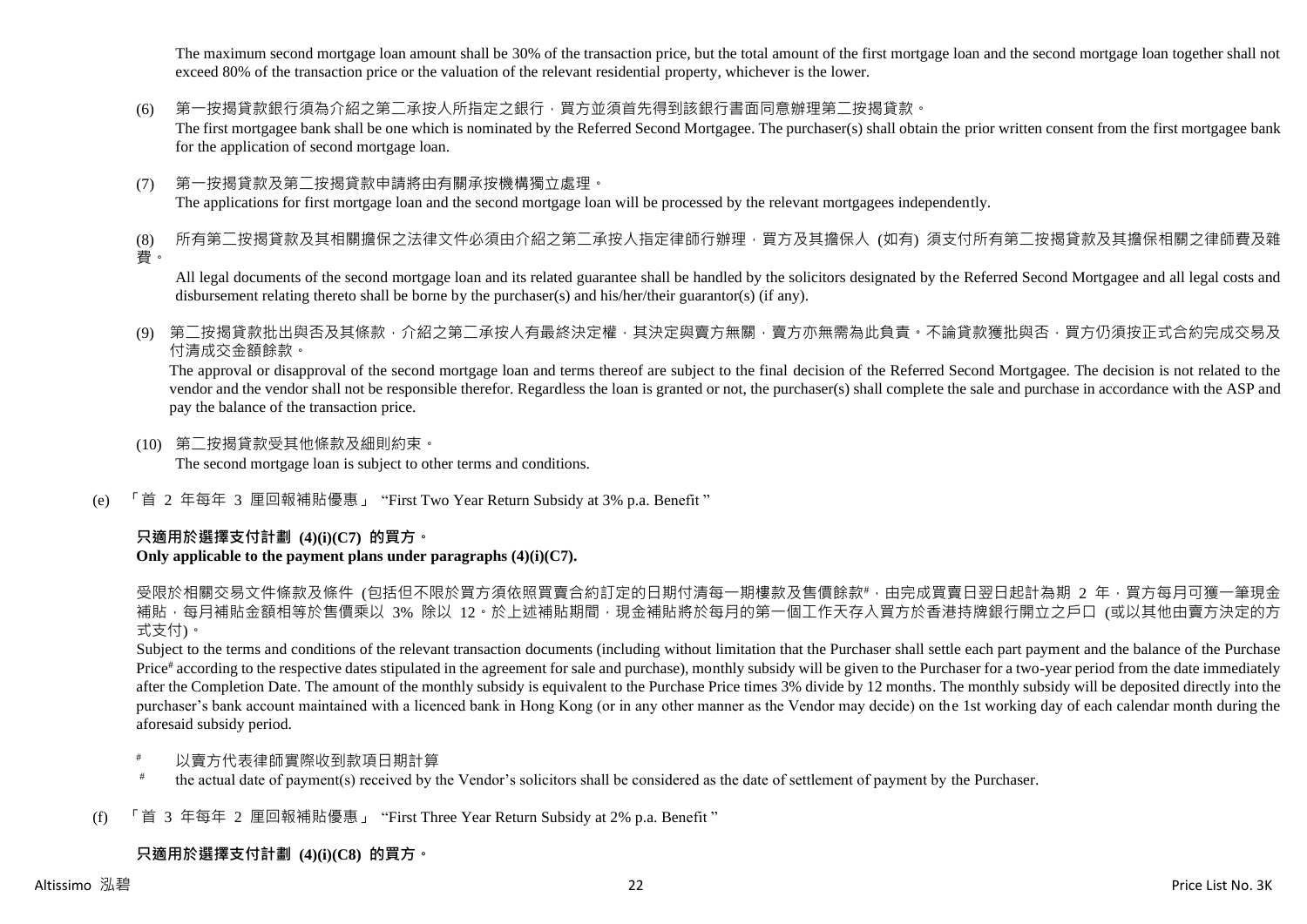The maximum second mortgage loan amount shall be 30% of the transaction price, but the total amount of the first mortgage loan and the second mortgage loan together shall not exceed 80% of the transaction price or the valuation of the relevant residential property, whichever is the lower.

(6) 第一按揭貸款銀行須為介紹之第二承按人所指定之銀行，買方並須首先得到該銀行書面同意辦理第二按揭貸款。
The first mortgagee bank shall be one which is nominated by the Referred Second Mortgagee. The purchaser(s) shall obtain the prior written consent from the first mortgagee bank for the application of second mortgage loan.

(7) 第一按揭貸款及第二按揭貸款申請將由有關承按機構獨立處理。
The applications for first mortgage loan and the second mortgage loan will be processed by the relevant mortgagees independently.

(8) 所有第二按揭貸款及其相關擔保之法律文件必須由介紹之第二承按人指定律師行辦理，買方及其擔保人 (如有) 須支付所有第二按揭貸款及其擔保相關之律師費及雜費。
All legal documents of the second mortgage loan and its related guarantee shall be handled by the solicitors designated by the Referred Second Mortgagee and all legal costs and disbursement relating thereto shall be borne by the purchaser(s) and his/her/their guarantor(s) (if any).

(9) 第二按揭貸款批出與否及其條款，介紹之第二承按人有最終決定權，其決定與賣方無關，賣方亦無需為此負責。不論貸款獲批與否，買方仍須按正式合約完成交易及付清成交金額餘款。
The approval or disapproval of the second mortgage loan and terms thereof are subject to the final decision of the Referred Second Mortgagee. The decision is not related to the vendor and the vendor shall not be responsible therefor. Regardless the loan is granted or not, the purchaser(s) shall complete the sale and purchase in accordance with the ASP and pay the balance of the transaction price.

(10) 第二按揭貸款受其他條款及細則約束。
The second mortgage loan is subject to other terms and conditions.

(e) 「首 2 年每年 3 厘回報補貼優惠」 “First Two Year Return Subsidy at 3% p.a. Benefit ”

**只適用於選擇支付計劃 (4)(i)(C7) 的買方。**
**Only applicable to the payment plans under paragraphs (4)(i)(C7).**

受限於相關交易文件條款及條件 (包括但不限於買方須依照買賣合約訂定的日期付清每一期樓款及售價餘款#，由完成買賣日翌日起計為期 2 年，買方每月可獲一筆現金補貼，每月補貼金額相等於售價乘以 3% 除以 12。於上述補貼期間，現金補貼將於每月的第一個工作天存入買方於香港持牌銀行開立之戶口 (或以其他由賣方決定的方式支付)。

Subject to the terms and conditions of the relevant transaction documents (including without limitation that the Purchaser shall settle each part payment and the balance of the Purchase Price# according to the respective dates stipulated in the agreement for sale and purchase), monthly subsidy will be given to the Purchaser for a two-year period from the date immediately after the Completion Date. The amount of the monthly subsidy is equivalent to the Purchase Price times 3% divide by 12 months. The monthly subsidy will be deposited directly into the purchaser's bank account maintained with a licenced bank in Hong Kong (or in any other manner as the Vendor may decide) on the 1st working day of each calendar month during the aforesaid subsidy period.

# 以賣方代表律師實際收到款項日期計算
# the actual date of payment(s) received by the Vendor's solicitors shall be considered as the date of settlement of payment by the Purchaser.

(f) 「首 3 年每年 2 厘回報補貼優惠」 “First Three Year Return Subsidy at 2% p.a. Benefit ”

**只適用於選擇支付計劃 (4)(i)(C8) 的買方。**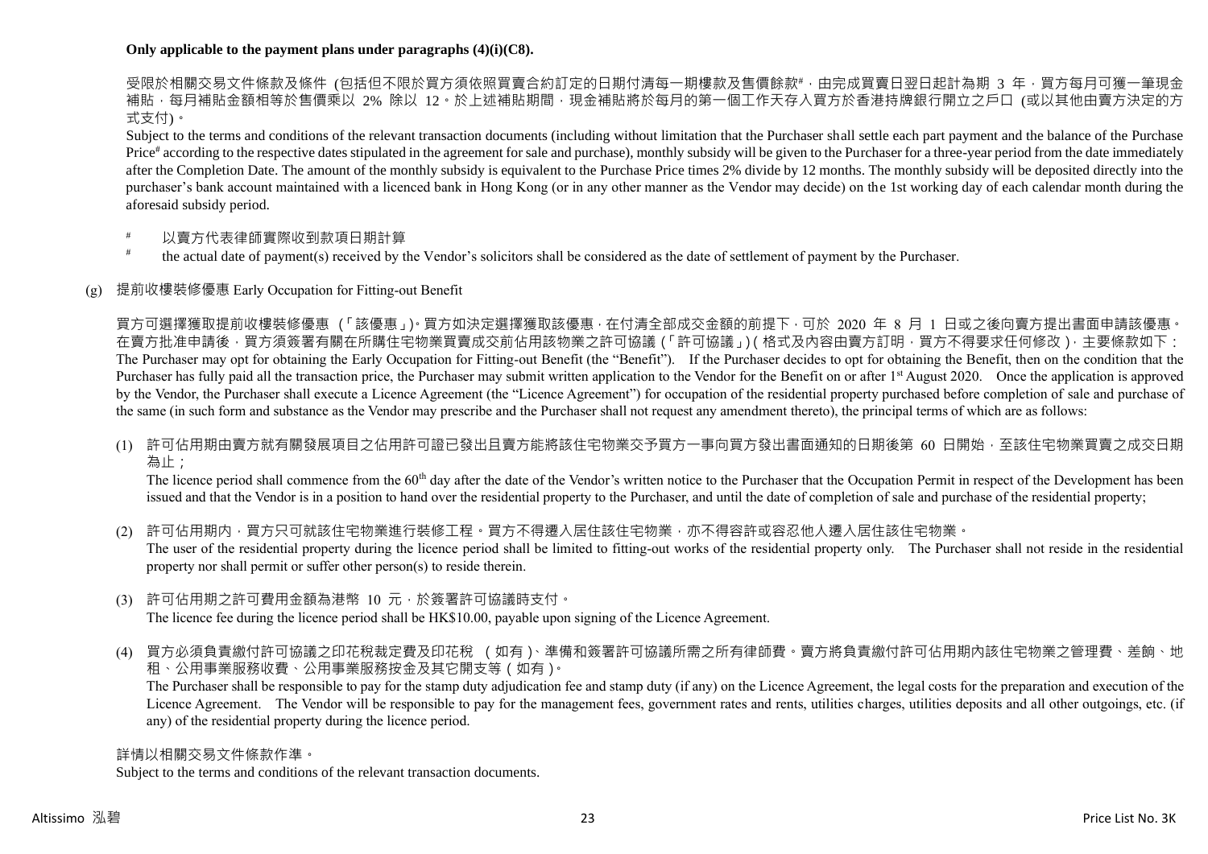**Only applicable to the payment plans under paragraphs (4)(i)(C8).**

受限於相關交易文件條款及條件 (包括但不限於買方須依照買賣合約訂定的日期付清每一期樓款及售價餘款#，由完成買賣日翌日起計為期 3 年，買方每月可獲一筆現金補貼，每月補貼金額相等於售價乘以 2% 除以 12。於上述補貼期間，現金補貼將於每月的第一個工作天存入買方於香港持牌銀行開立之戶口 (或以其他由賣方決定的方式支付)。

Subject to the terms and conditions of the relevant transaction documents (including without limitation that the Purchaser shall settle each part payment and the balance of the Purchase Price# according to the respective dates stipulated in the agreement for sale and purchase), monthly subsidy will be given to the Purchaser for a three-year period from the date immediately after the Completion Date. The amount of the monthly subsidy is equivalent to the Purchase Price times 2% divide by 12 months. The monthly subsidy will be deposited directly into the purchaser's bank account maintained with a licenced bank in Hong Kong (or in any other manner as the Vendor may decide) on the 1st working day of each calendar month during the aforesaid subsidy period.

# 以賣方代表律師實際收到款項日期計算

# the actual date of payment(s) received by the Vendor's solicitors shall be considered as the date of settlement of payment by the Purchaser.

(g) 提前收樓裝修優惠 Early Occupation for Fitting-out Benefit

買方可選擇獲取提前收樓裝修優惠 (「該優惠」)。買方如決定選擇獲取該優惠，在付清全部成交金額的前提下，可於 2020 年 8 月 1 日或之後向賣方提出書面申請該優惠。在賣方批准申請後，買方須簽署有關在所購住宅物業買賣成交前佔用該物業之許可協議 (「許可協議」)(格式及內容由賣方訂明，買方不得要求任何修改)，主要條款如下：
The Purchaser may opt for obtaining the Early Occupation for Fitting-out Benefit (the "Benefit"). If the Purchaser decides to opt for obtaining the Benefit, then on the condition that the Purchaser has fully paid all the transaction price, the Purchaser may submit written application to the Vendor for the Benefit on or after 1st August 2020. Once the application is approved by the Vendor, the Purchaser shall execute a Licence Agreement (the "Licence Agreement") for occupation of the residential property purchased before completion of sale and purchase of the same (in such form and substance as the Vendor may prescribe and the Purchaser shall not request any amendment thereto), the principal terms of which are as follows:

(1) 許可佔用期由賣方就有關發展項目之佔用許可證已發出且賣方能將該住宅物業交予買方一事向買方發出書面通知的日期後第 60 日開始，至該住宅物業買賣之成交日期為止；
The licence period shall commence from the 60th day after the date of the Vendor's written notice to the Purchaser that the Occupation Permit in respect of the Development has been issued and that the Vendor is in a position to hand over the residential property to the Purchaser, and until the date of completion of sale and purchase of the residential property;

(2) 許可佔用期內，買方只可就該住宅物業進行裝修工程。買方不得遷入居住該住宅物業，亦不得容許或容忍他人遷入居住該住宅物業。
The user of the residential property during the licence period shall be limited to fitting-out works of the residential property only. The Purchaser shall not reside in the residential property nor shall permit or suffer other person(s) to reside therein.

(3) 許可佔用期之許可費用金額為港幣 10 元，於簽署許可協議時支付。
The licence fee during the licence period shall be HK$10.00, payable upon signing of the Licence Agreement.

(4) 買方必須負責繳付許可協議之印花稅裁定費及印花稅 (如有)、準備和簽署許可協議所需之所有律師費。賣方將負責繳付許可佔用期內該住宅物業之管理費、差餉、地租、公用事業服務收費、公用事業服務按金及其它開支等 (如有)。
The Purchaser shall be responsible to pay for the stamp duty adjudication fee and stamp duty (if any) on the Licence Agreement, the legal costs for the preparation and execution of the Licence Agreement. The Vendor will be responsible to pay for the management fees, government rates and rents, utilities charges, utilities deposits and all other outgoings, etc. (if any) of the residential property during the licence period.

詳情以相關交易文件條款作準。
Subject to the terms and conditions of the relevant transaction documents.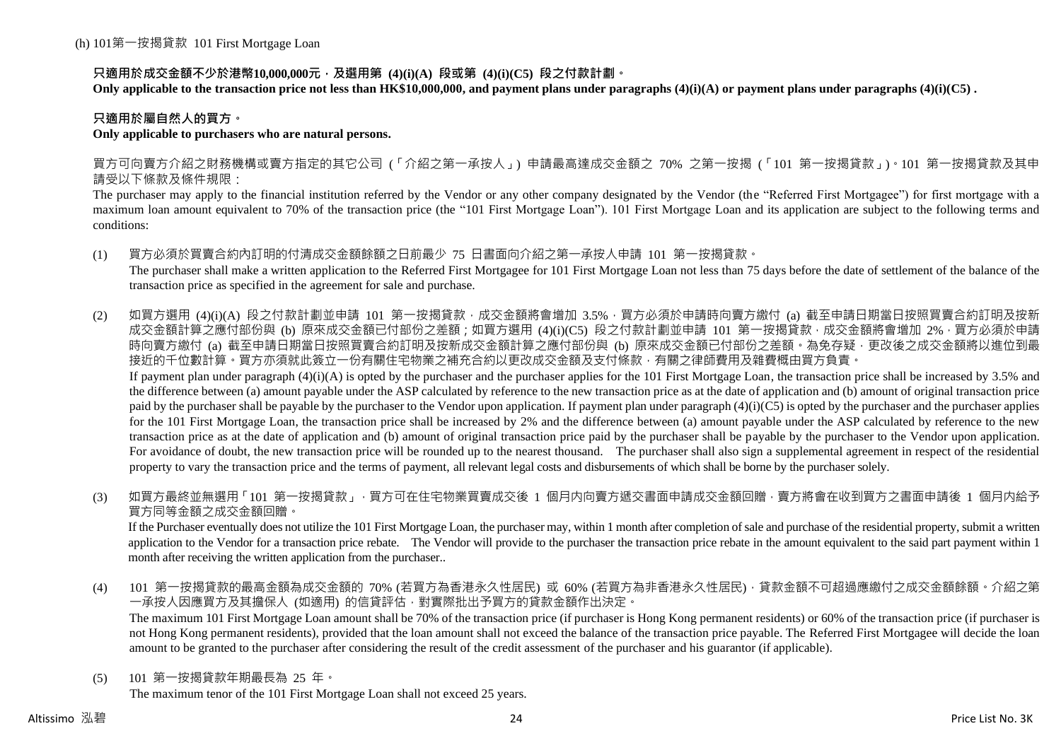(h) 101第一按揭貸款 101 First Mortgage Loan

**只適用於成交金額不少於港幣10,000,000元，及選用第 (4)(i)(A) 段或第 (4)(i)(C5) 段之付款計劃。**
**Only applicable to the transaction price not less than HK$10,000,000, and payment plans under paragraphs (4)(i)(A) or payment plans under paragraphs (4)(i)(C5) .**

**只適用於屬自然人的買方。**
**Only applicable to purchasers who are natural persons.**

買方可向賣方介紹之財務機構或賣方指定的其它公司 (「介紹之第一承按人」) 申請最高達成交金額之 70% 之第一按揭 (「101 第一按揭貸款」)。101 第一按揭貸款及其申請受以下條款及條件規限：
The purchaser may apply to the financial institution referred by the Vendor or any other company designated by the Vendor (the "Referred First Mortgagee") for first mortgage with a maximum loan amount equivalent to 70% of the transaction price (the "101 First Mortgage Loan"). 101 First Mortgage Loan and its application are subject to the following terms and conditions:

(1) 買方必須於買賣合約內訂明的付清成交金額餘額之日前最少 75 日書面向介紹之第一承按人申請 101 第一按揭貸款。
The purchaser shall make a written application to the Referred First Mortgagee for 101 First Mortgage Loan not less than 75 days before the date of settlement of the balance of the transaction price as specified in the agreement for sale and purchase.

(2) 如買方選用 (4)(i)(A) 段之付款計劃並申請 101 第一按揭貸款，成交金額將會增加 3.5%，買方必須於申請時向賣方繳付 (a) 截至申請日期當日按照買賣合約訂明及按新成交金額計算之應付部份與 (b) 原來成交金額已付部份之差額；如買方選用 (4)(i)(C5) 段之付款計劃並申請 101 第一按揭貸款，成交金額將會增加 2%，買方必須於申請時向賣方繳付 (a) 截至申請日期當日按照買賣合約訂明及按新成交金額計算之應付部份與 (b) 原來成交金額已付部份之差額。為免存疑，更改後之成交金額將以進位到最接近的千位數計算。買方亦須就此簽立一份有關住宅物業之補充合約以更改成交金額及支付條款，有關之律師費用及雜費概由買方負責。
If payment plan under paragraph (4)(i)(A) is opted by the purchaser and the purchaser applies for the 101 First Mortgage Loan, the transaction price shall be increased by 3.5% and the difference between (a) amount payable under the ASP calculated by reference to the new transaction price as at the date of application and (b) amount of original transaction price paid by the purchaser shall be payable by the purchaser to the Vendor upon application. If payment plan under paragraph (4)(i)(C5) is opted by the purchaser and the purchaser applies for the 101 First Mortgage Loan, the transaction price shall be increased by 2% and the difference between (a) amount payable under the ASP calculated by reference to the new transaction price as at the date of application and (b) amount of original transaction price paid by the purchaser shall be payable by the purchaser to the Vendor upon application. For avoidance of doubt, the new transaction price will be rounded up to the nearest thousand. The purchaser shall also sign a supplemental agreement in respect of the residential property to vary the transaction price and the terms of payment, all relevant legal costs and disbursements of which shall be borne by the purchaser solely.

(3) 如買方最終並無選用「101 第一按揭貸款」，買方可在住宅物業買賣成交後 1 個月內向賣方遞交書面申請成交金額回贈，賣方將會在收到買方之書面申請後 1 個月內給予買方同等金額之成交金額回贈。
If the Purchaser eventually does not utilize the 101 First Mortgage Loan, the purchaser may, within 1 month after completion of sale and purchase of the residential property, submit a written application to the Vendor for a transaction price rebate. The Vendor will provide to the purchaser the transaction price rebate in the amount equivalent to the said part payment within 1 month after receiving the written application from the purchaser..

(4) 101 第一按揭貸款的最高金額為成交金額的 70% (若買方為香港永久性居民) 或 60% (若買方為非香港永久性居民)，貸款金額不可超過應繳付之成交金額餘額。介紹之第一承按人因應買方及其擔保人 (如適用) 的信貸評估，對實際批出予買方的貸款金額作出決定。
The maximum 101 First Mortgage Loan amount shall be 70% of the transaction price (if purchaser is Hong Kong permanent residents) or 60% of the transaction price (if purchaser is not Hong Kong permanent residents), provided that the loan amount shall not exceed the balance of the transaction price payable. The Referred First Mortgagee will decide the loan amount to be granted to the purchaser after considering the result of the credit assessment of the purchaser and his guarantor (if applicable).

(5) 101 第一按揭貸款年期最長為 25 年。
The maximum tenor of the 101 First Mortgage Loan shall not exceed 25 years.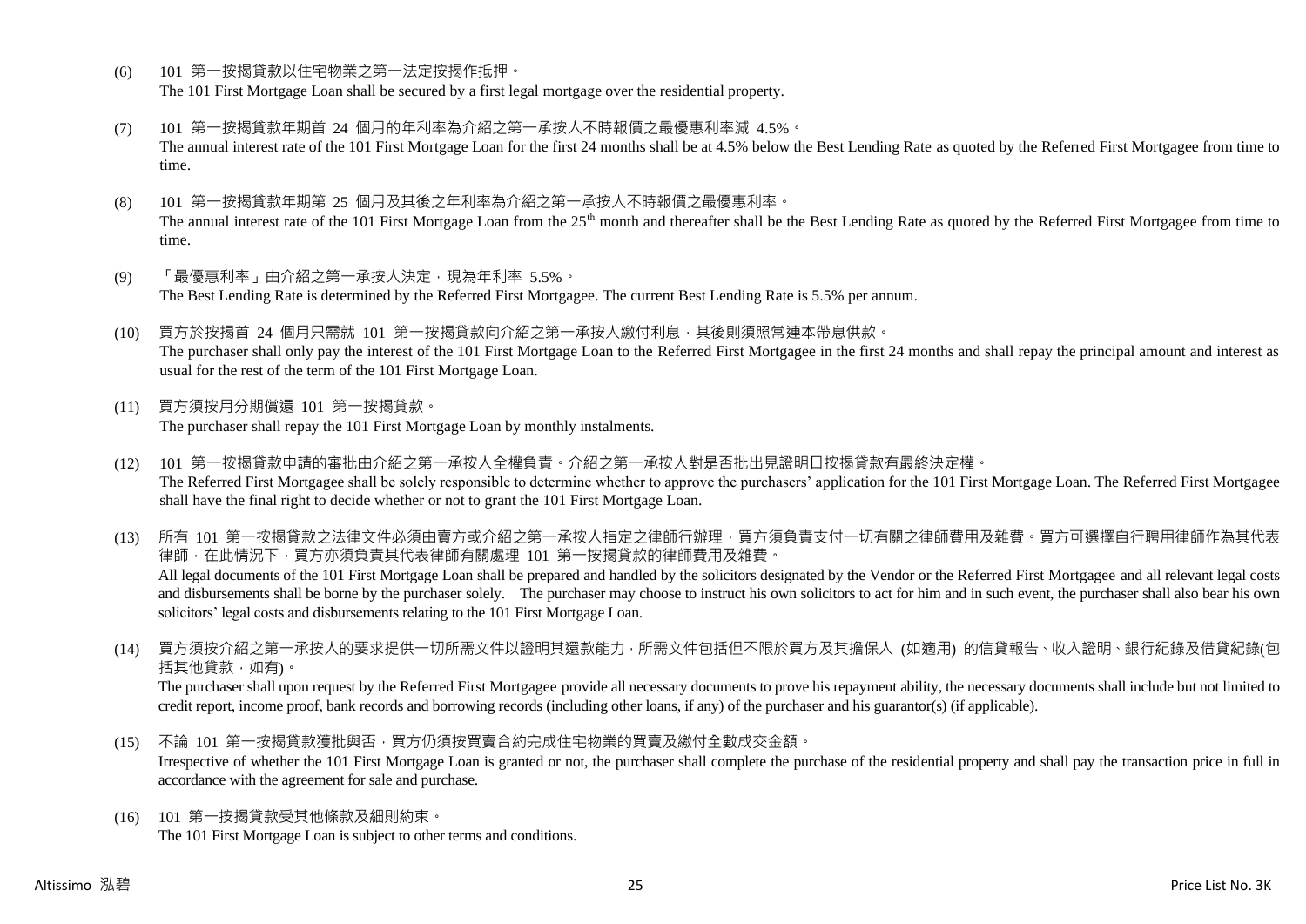(6) 101 第一按揭貸款以住宅物業之第一法定按揭作抵押。
The 101 First Mortgage Loan shall be secured by a first legal mortgage over the residential property.

(7) 101 第一按揭貸款年期首 24 個月的年利率為介紹之第一承按人不時報價之最優惠利率減 4.5%。
The annual interest rate of the 101 First Mortgage Loan for the first 24 months shall be at 4.5% below the Best Lending Rate as quoted by the Referred First Mortgagee from time to time.

(8) 101 第一按揭貸款年期第 25 個月及其後之年利率為介紹之第一承按人不時報價之最優惠利率。
The annual interest rate of the 101 First Mortgage Loan from the 25th month and thereafter shall be the Best Lending Rate as quoted by the Referred First Mortgagee from time to time.

(9) 「最優惠利率」由介紹之第一承按人決定，現為年利率 5.5%。
The Best Lending Rate is determined by the Referred First Mortgagee. The current Best Lending Rate is 5.5% per annum.

(10) 買方於按揭首 24 個月只需就 101 第一按揭貸款向介紹之第一承按人繳付利息，其後則須照常連本帶息供款。
The purchaser shall only pay the interest of the 101 First Mortgage Loan to the Referred First Mortgagee in the first 24 months and shall repay the principal amount and interest as usual for the rest of the term of the 101 First Mortgage Loan.

(11) 買方須按月分期償還 101 第一按揭貸款。
The purchaser shall repay the 101 First Mortgage Loan by monthly instalments.

(12) 101 第一按揭貸款申請的審批由介紹之第一承按人全權負責。介紹之第一承按人對是否批出見證明日按揭貸款有最終決定權。
The Referred First Mortgagee shall be solely responsible to determine whether to approve the purchasers' application for the 101 First Mortgage Loan. The Referred First Mortgagee shall have the final right to decide whether or not to grant the 101 First Mortgage Loan.

(13) 所有 101 第一按揭貸款之法律文件必須由賣方或介紹之第一承按人指定之律師行辦理，買方須負責支付一切有關之律師費用及雜費。買方可選擇自行聘用律師作為其代表律師，在此情況下，買方亦須負責其代表律師有關處理 101 第一按揭貸款的律師費用及雜費。
All legal documents of the 101 First Mortgage Loan shall be prepared and handled by the solicitors designated by the Vendor or the Referred First Mortgagee and all relevant legal costs and disbursements shall be borne by the purchaser solely. The purchaser may choose to instruct his own solicitors to act for him and in such event, the purchaser shall also bear his own solicitors' legal costs and disbursements relating to the 101 First Mortgage Loan.

(14) 買方須按介紹之第一承按人的要求提供一切所需文件以證明其還款能力，所需文件包括但不限於買方及其擔保人 (如適用) 的信貸報告、收入證明、銀行紀錄及借貸紀錄(包括其他貸款，如有)。
The purchaser shall upon request by the Referred First Mortgagee provide all necessary documents to prove his repayment ability, the necessary documents shall include but not limited to credit report, income proof, bank records and borrowing records (including other loans, if any) of the purchaser and his guarantor(s) (if applicable).

(15) 不論 101 第一按揭貸款獲批與否，買方仍須按買賣合約完成住宅物業的買賣及繳付全數成交金額。
Irrespective of whether the 101 First Mortgage Loan is granted or not, the purchaser shall complete the purchase of the residential property and shall pay the transaction price in full in accordance with the agreement for sale and purchase.

(16) 101 第一按揭貸款受其他條款及細則約束。
The 101 First Mortgage Loan is subject to other terms and conditions.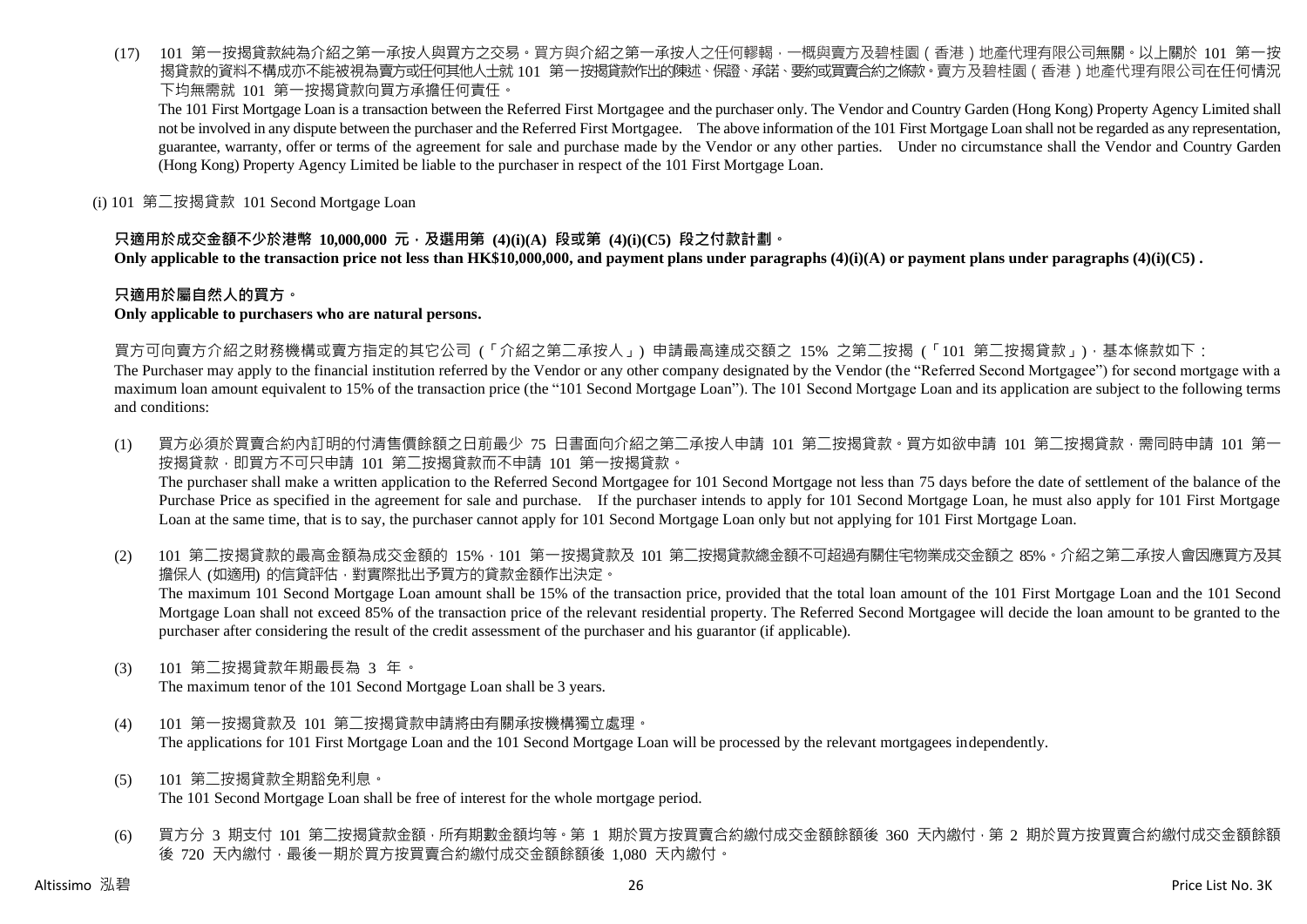(17) 101 第一按揭貸款純為介紹之第一承按人與買方之交易。買方與介紹之第一承按人之任何轇轕，一概與賣方及碧桂園（香港）地產代理有限公司無關。以上關於 101 第一按揭貸款的資料不構成亦不能被視為賣方或任何其他人士就 101 第一按揭貸款作出的陳述、保證、承諾、要約或買賣合約之條款。賣方及碧桂園（香港）地產代理有限公司在任何情況下均無需就 101 第一按揭貸款向買方承擔任何責任。
The 101 First Mortgage Loan is a transaction between the Referred First Mortgagee and the purchaser only. The Vendor and Country Garden (Hong Kong) Property Agency Limited shall not be involved in any dispute between the purchaser and the Referred First Mortgagee. The above information of the 101 First Mortgage Loan shall not be regarded as any representation, guarantee, warranty, offer or terms of the agreement for sale and purchase made by the Vendor or any other parties. Under no circumstance shall the Vendor and Country Garden (Hong Kong) Property Agency Limited be liable to the purchaser in respect of the 101 First Mortgage Loan.

(i) 101 第二按揭貸款 101 Second Mortgage Loan

**只適用於成交金額不少於港幣 10,000,000 元，及選用第 (4)(i)(A) 段或第 (4)(i)(C5) 段之付款計劃。**
**Only applicable to the transaction price not less than HK$10,000,000, and payment plans under paragraphs (4)(i)(A) or payment plans under paragraphs (4)(i)(C5) .**

**只適用於屬自然人的買方。**
**Only applicable to purchasers who are natural persons.**

買方可向賣方介紹之財務機構或賣方指定的其它公司（「介紹之第二承按人」）申請最高達成交額之 15% 之第二按揭（「101 第二按揭貸款」），基本條款如下：
The Purchaser may apply to the financial institution referred by the Vendor or any other company designated by the Vendor (the "Referred Second Mortgagee") for second mortgage with a maximum loan amount equivalent to 15% of the transaction price (the "101 Second Mortgage Loan"). The 101 Second Mortgage Loan and its application are subject to the following terms and conditions:

(1) 買方必須於買賣合約內訂明的付清售價餘額之日前最少 75 日書面向介紹之第二承按人申請 101 第二按揭貸款。買方如欲申請 101 第二按揭貸款，需同時申請 101 第一按揭貸款，即買方不可只申請 101 第二按揭貸款而不申請 101 第一按揭貸款。
The purchaser shall make a written application to the Referred Second Mortgagee for 101 Second Mortgage not less than 75 days before the date of settlement of the balance of the Purchase Price as specified in the agreement for sale and purchase. If the purchaser intends to apply for 101 Second Mortgage Loan, he must also apply for 101 First Mortgage Loan at the same time, that is to say, the purchaser cannot apply for 101 Second Mortgage Loan only but not applying for 101 First Mortgage Loan.

(2) 101 第二按揭貸款的最高金額為成交金額的 15%，101 第一按揭貸款及 101 第二按揭貸款總金額不可超過有關住宅物業成交金額之 85%。介紹之第二承按人會因應買方及其擔保人 (如適用) 的信貸評估，對實際批出予買方的貸款金額作出決定。
The maximum 101 Second Mortgage Loan amount shall be 15% of the transaction price, provided that the total loan amount of the 101 First Mortgage Loan and the 101 Second Mortgage Loan shall not exceed 85% of the transaction price of the relevant residential property. The Referred Second Mortgagee will decide the loan amount to be granted to the purchaser after considering the result of the credit assessment of the purchaser and his guarantor (if applicable).

(3) 101 第二按揭貸款年期最長為 3 年。
The maximum tenor of the 101 Second Mortgage Loan shall be 3 years.

(4) 101 第一按揭貸款及 101 第二按揭貸款申請將由有關承按機構獨立處理。
The applications for 101 First Mortgage Loan and the 101 Second Mortgage Loan will be processed by the relevant mortgagees independently.

(5) 101 第二按揭貸款全期豁免利息。
The 101 Second Mortgage Loan shall be free of interest for the whole mortgage period.

(6) 買方分 3 期支付 101 第二按揭貸款金額，所有期數金額均等。第 1 期於買方按買賣合約繳付成交金額餘額後 360 天內繳付，第 2 期於買方按買賣合約繳付成交金額餘額後 720 天內繳付，最後一期於買方按買賣合約繳付成交金額餘額後 1,080 天內繳付。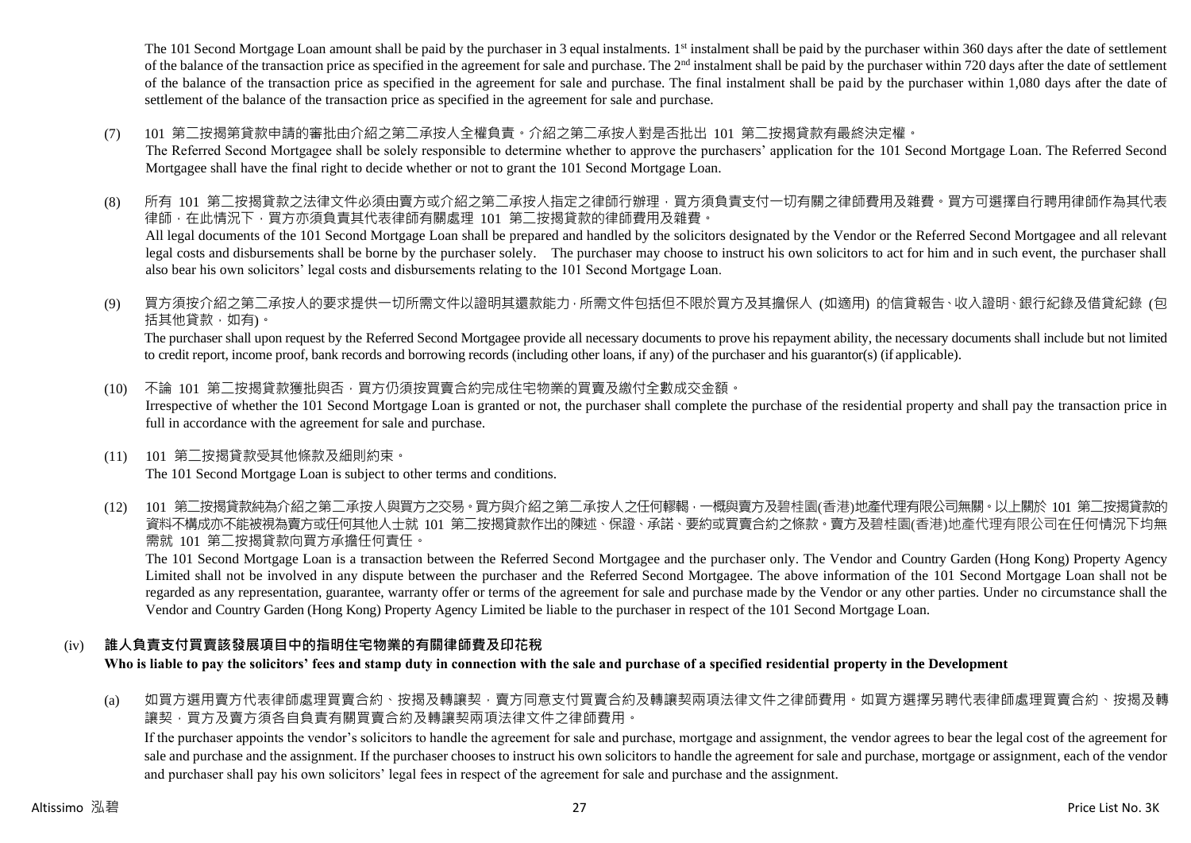The 101 Second Mortgage Loan amount shall be paid by the purchaser in 3 equal instalments. 1st instalment shall be paid by the purchaser within 360 days after the date of settlement of the balance of the transaction price as specified in the agreement for sale and purchase. The 2nd instalment shall be paid by the purchaser within 720 days after the date of settlement of the balance of the transaction price as specified in the agreement for sale and purchase. The final instalment shall be paid by the purchaser within 1,080 days after the date of settlement of the balance of the transaction price as specified in the agreement for sale and purchase.

(7) 101 第二按揭第貸款申請的審批由介紹之第二承按人全權負責。介紹之第二承按人對是否批出 101 第二按揭貸款有最終決定權。

The Referred Second Mortgagee shall be solely responsible to determine whether to approve the purchasers' application for the 101 Second Mortgage Loan. The Referred Second Mortgagee shall have the final right to decide whether or not to grant the 101 Second Mortgage Loan.

(8) 所有 101 第二按揭貸款之法律文件必須由賣方或介紹之第二承按人指定之律師行辦理，買方須負責支付一切有關之律師費用及雜費。買方可選擇自行聘用律師作為其代表律師，在此情況下，買方亦須負責其代表律師有關處理 101 第二按揭貸款的律師費用及雜費。

All legal documents of the 101 Second Mortgage Loan shall be prepared and handled by the solicitors designated by the Vendor or the Referred Second Mortgagee and all relevant legal costs and disbursements shall be borne by the purchaser solely. The purchaser may choose to instruct his own solicitors to act for him and in such event, the purchaser shall also bear his own solicitors' legal costs and disbursements relating to the 101 Second Mortgage Loan.

(9) 買方須按介紹之第二承按人的要求提供一切所需文件以證明其還款能力，所需文件包括但不限於買方及其擔保人 (如適用) 的信貸報告、收入證明、銀行紀錄及借貸紀錄 (包括其他貸款，如有)。

The purchaser shall upon request by the Referred Second Mortgagee provide all necessary documents to prove his repayment ability, the necessary documents shall include but not limited to credit report, income proof, bank records and borrowing records (including other loans, if any) of the purchaser and his guarantor(s) (if applicable).

(10) 不論 101 第二按揭貸款獲批與否，買方仍須按買賣合約完成住宅物業的買賣及繳付全數成交金額。

Irrespective of whether the 101 Second Mortgage Loan is granted or not, the purchaser shall complete the purchase of the residential property and shall pay the transaction price in full in accordance with the agreement for sale and purchase.

(11) 101 第二按揭貸款受其他條款及細則約束。

The 101 Second Mortgage Loan is subject to other terms and conditions.

(12) 101 第二按揭貸款純為介紹之第二承按人與買方之交易。買方與介紹之第二承按人之任何轇輵，一概與賣方及碧桂園(香港)地產代理有限公司無關。以上關於 101 第二按揭貸款的資料不構成亦不能被視為賣方或任何其他人士就 101 第二按揭貸款作出的陳述、保證、承諾、要約或買賣合約之條款。賣方及碧桂園(香港)地產代理有限公司在任何情況下均無需就 101 第二按揭貸款向買方承擔任何責任。

The 101 Second Mortgage Loan is a transaction between the Referred Second Mortgagee and the purchaser only. The Vendor and Country Garden (Hong Kong) Property Agency Limited shall not be involved in any dispute between the purchaser and the Referred Second Mortgagee. The above information of the 101 Second Mortgage Loan shall not be regarded as any representation, guarantee, warranty offer or terms of the agreement for sale and purchase made by the Vendor or any other parties. Under no circumstance shall the Vendor and Country Garden (Hong Kong) Property Agency Limited be liable to the purchaser in respect of the 101 Second Mortgage Loan.

### (iv) 誰人負責支付買賣該發展項目中的指明住宅物業的有關律師費及印花稅
### Who is liable to pay the solicitors' fees and stamp duty in connection with the sale and purchase of a specified residential property in the Development

(a) 如買方選用賣方代表律師處理買賣合約、按揭及轉讓契，賣方同意支付買賣合約及轉讓契兩項法律文件之律師費用。如買方選擇另聘代表律師處理買賣合約、按揭及轉讓契，買方及賣方須各自負責有關買賣合約及轉讓契兩項法律文件之律師費用。

If the purchaser appoints the vendor's solicitors to handle the agreement for sale and purchase, mortgage and assignment, the vendor agrees to bear the legal cost of the agreement for sale and purchase and the assignment. If the purchaser chooses to instruct his own solicitors to handle the agreement for sale and purchase, mortgage or assignment, each of the vendor and purchaser shall pay his own solicitors' legal fees in respect of the agreement for sale and purchase and the assignment.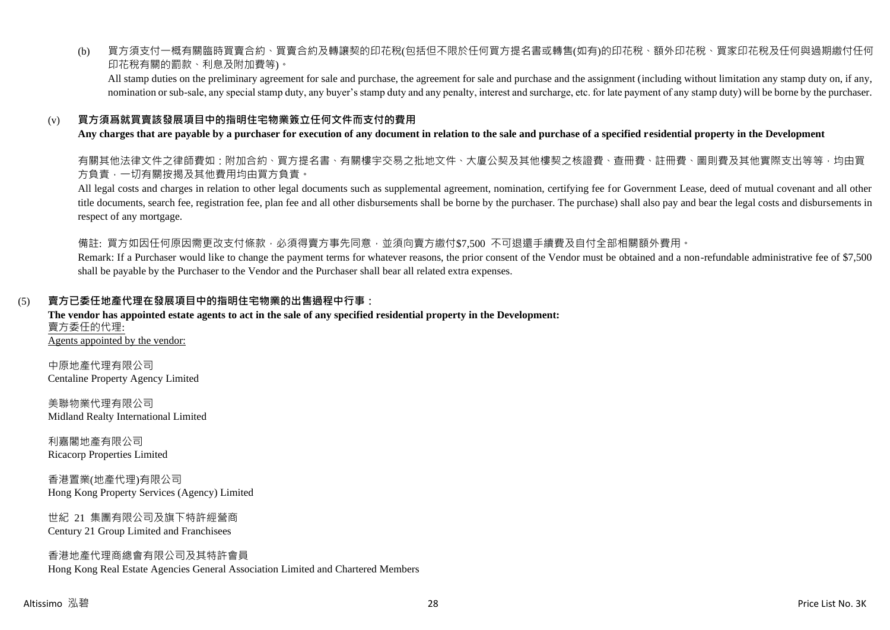(b) 買方須支付一概有關臨時買賣合約、買賣合約及轉讓契的印花稅(包括但不限於任何買方提名書或轉售(如有)的印花稅、額外印花稅、買家印花稅及任何與過期繳付任何印花稅有關的罰款、利息及附加費等)。

All stamp duties on the preliminary agreement for sale and purchase, the agreement for sale and purchase and the assignment (including without limitation any stamp duty on, if any, nomination or sub-sale, any special stamp duty, any buyer's stamp duty and any penalty, interest and surcharge, etc. for late payment of any stamp duty) will be borne by the purchaser.

### (v) 買方須爲就買賣該發展項目中的指明住宅物業簽立任何文件而支付的費用

**Any charges that are payable by a purchaser for execution of any document in relation to the sale and purchase of a specified residential property in the Development**

有關其他法律文件之律師費如：附加合約、買方提名書、有關樓宇交易之批地文件、大廈公契及其他樓契之核證費、查冊費、註冊費、圖則費及其他實際支出等等，均由買方負責，一切有關按揭及其他費用均由買方負責。

All legal costs and charges in relation to other legal documents such as supplemental agreement, nomination, certifying fee for Government Lease, deed of mutual covenant and all other title documents, search fee, registration fee, plan fee and all other disbursements shall be borne by the purchaser. The purchase) shall also pay and bear the legal costs and disbursements in respect of any mortgage.

備註: 買方如因任何原因需更改支付條款，必須得賣方事先同意，並須向賣方繳付$7,500 不可退還手續費及自付全部相關額外費用。

Remark: If a Purchaser would like to change the payment terms for whatever reasons, the prior consent of the Vendor must be obtained and a non-refundable administrative fee of $7,500 shall be payable by the Purchaser to the Vendor and the Purchaser shall bear all related extra expenses.

## (5) 賣方已委任地產代理在發展項目中的指明住宅物業的出售過程中行事：

**The vendor has appointed estate agents to act in the sale of any specified residential property in the Development:**

賣方委任的代理:
Agents appointed by the vendor:

中原地產代理有限公司
Centaline Property Agency Limited

美聯物業代理有限公司
Midland Realty International Limited

利嘉閣地產有限公司
Ricacorp Properties Limited

香港置業(地產代理)有限公司
Hong Kong Property Services (Agency) Limited

世紀 21 集團有限公司及旗下特許經營商
Century 21 Group Limited and Franchisees

香港地產代理商總會有限公司及其特許會員
Hong Kong Real Estate Agencies General Association Limited and Chartered Members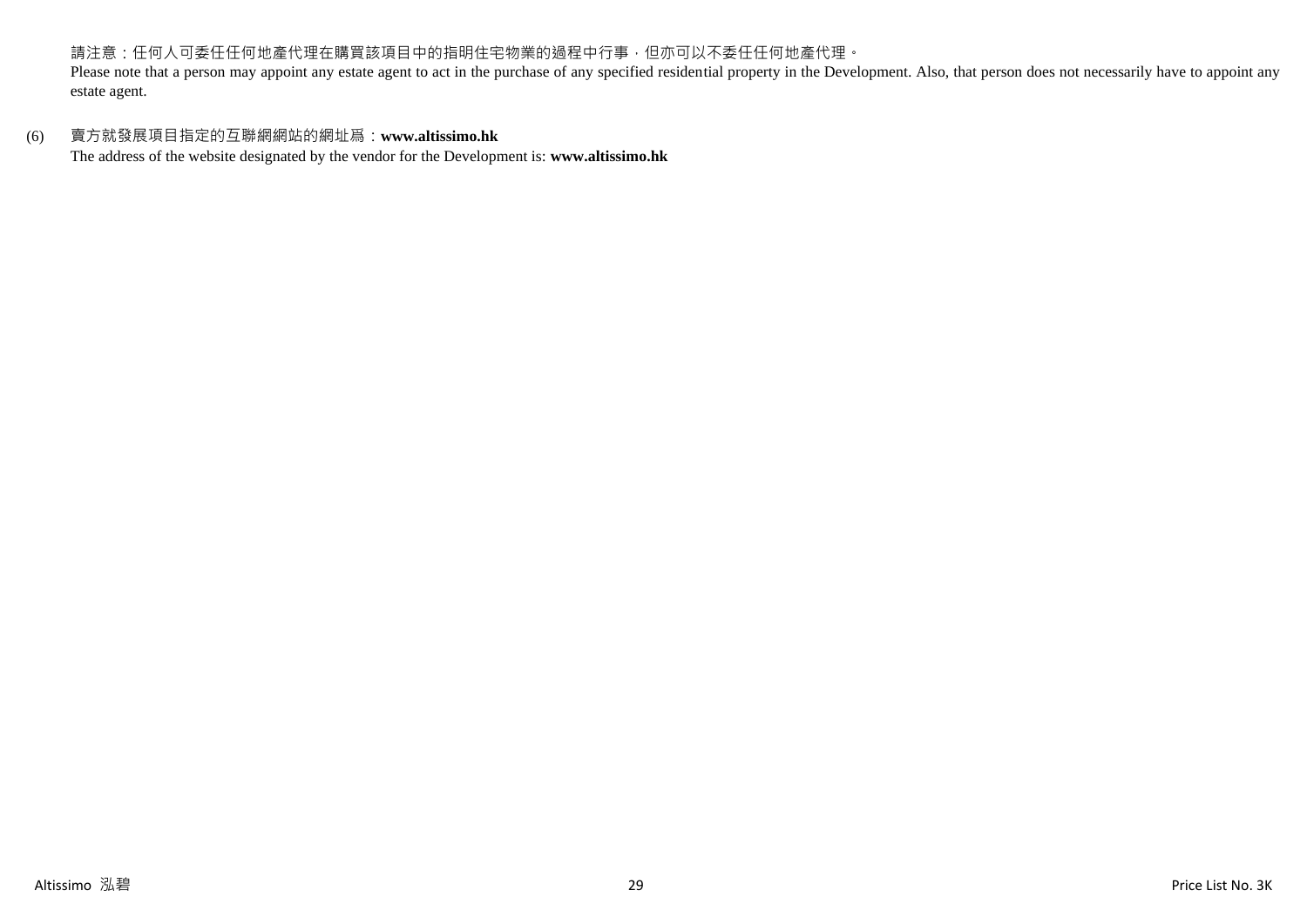請注意：任何人可委任任何地產代理在購買該項目中的指明住宅物業的過程中行事，但亦可以不委任任何地產代理。

Please note that a person may appoint any estate agent to act in the purchase of any specified residential property in the Development. Also, that person does not necessarily have to appoint any estate agent.

(6) 賣方就發展項目指定的互聯網網站的網址爲：**www.altissimo.hk**

The address of the website designated by the vendor for the Development is: **www.altissimo.hk**